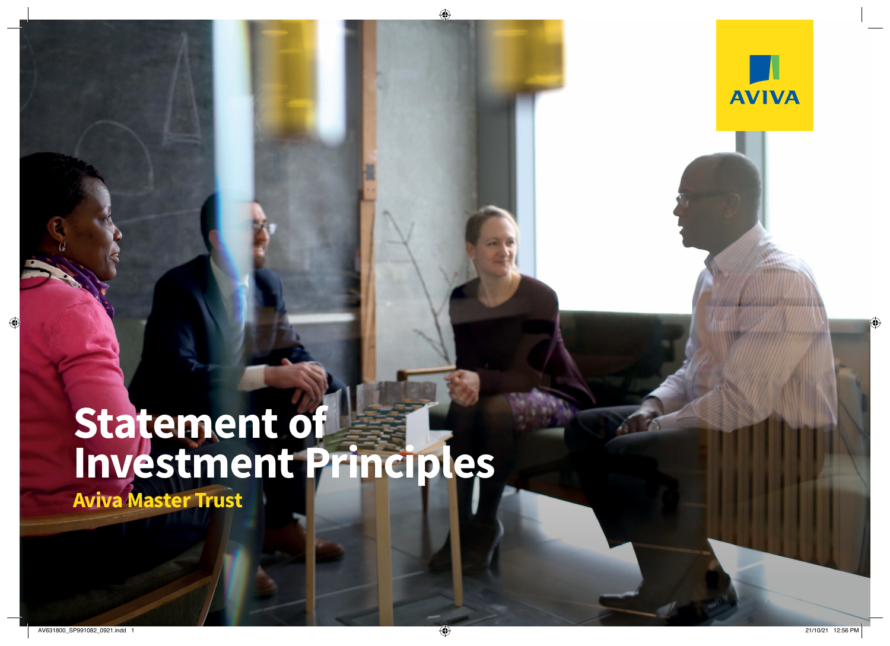# Statement of Investment Principles

## Aviva Master Trust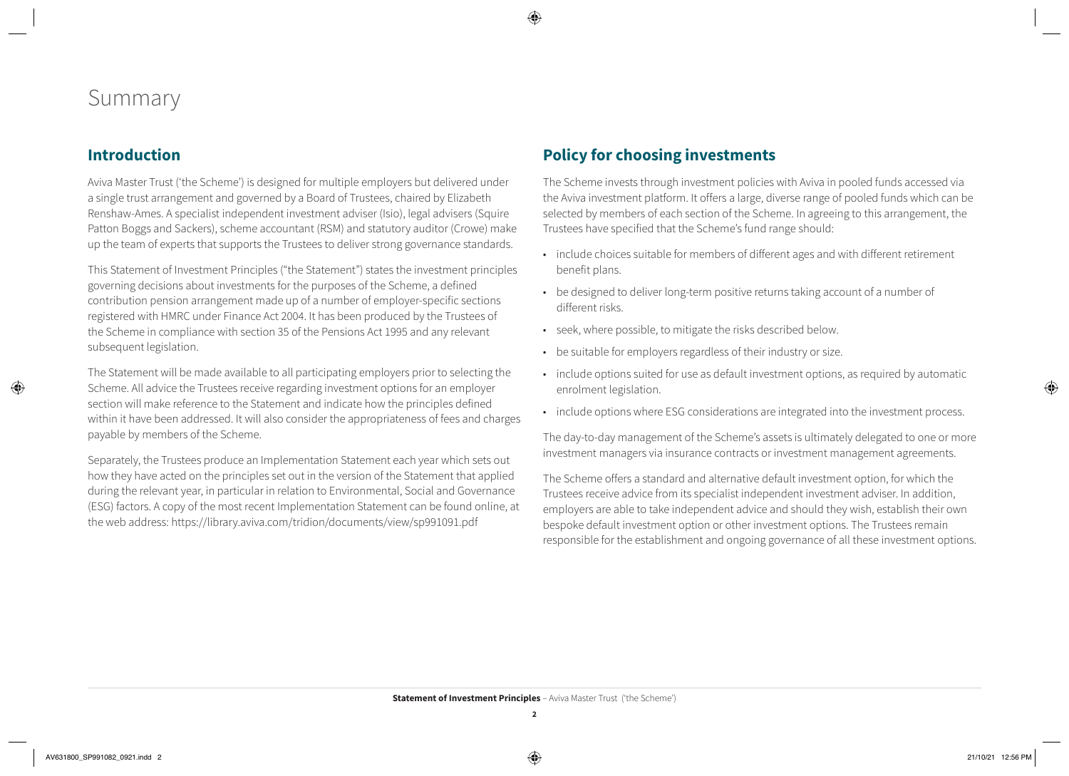# Summary

## Introduction

Aviva Master Trust ('the Scheme') is designed for multiple employers but delivered under a single trust arrangement and governed by a Board of Trustees, chaired by Elizabeth Renshaw-Ames. A specialist independent investment adviser (Isio), legal advisers (Squire Patton Boggs and Sackers), scheme accountant (RSM) and statutory auditor (Crowe) make up the team of experts that supports the Trustees to deliver strong governance standards.

This Statement of Investment Principles ("the Statement") states the investment principles governing decisions about investments for the purposes of the Scheme, a defined contribution pension arrangement made up of a number of employer-specific sections registered with HMRC under Finance Act 2004. It has been produced by the Trustees of the Scheme in compliance with section 35 of the Pensions Act 1995 and any relevant subsequent legislation.

The Statement will be made available to all participating employers prior to selecting the Scheme. All advice the Trustees receive regarding investment options for an employer section will make reference to the Statement and indicate how the principles defined within it have been addressed. It will also consider the appropriateness of fees and charges payable by members of the Scheme.

Separately, the Trustees produce an Implementation Statement each year which sets out how they have acted on the principles set out in the version of the Statement that applied during the relevant year, in particular in relation to Environmental, Social and Governance (ESG) factors. A copy of the most recent Implementation Statement can be found online, at the web address: https://library.aviva.com/tridion/documents/view/sp991091.pdf

## Policy for choosing investments

The Scheme invests through investment policies with Aviva in pooled funds accessed via the Aviva investment platform. It offers a large, diverse range of pooled funds which can be selected by members of each section of the Scheme. In agreeing to this arrangement, the Trustees have specified that the Scheme's fund range should:

- include choices suitable for members of different ages and with different retirement benefit plans.
- be designed to deliver long-term positive returns taking account of a number of different risks.
- seek, where possible, to mitigate the risks described below.
- be suitable for employers regardless of their industry or size.
- include options suited for use as default investment options, as required by automatic enrolment legislation.
- include options where ESG considerations are integrated into the investment process.

The day-to-day management of the Scheme's assets is ultimately delegated to one or more investment managers via insurance contracts or investment management agreements.

The Scheme offers a standard and alternative default investment option, for which the Trustees receive advice from its specialist independent investment adviser. In addition, employers are able to take independent advice and should they wish, establish their own bespoke default investment option or other investment options. The Trustees remain responsible for the establishment and ongoing governance of all these investment options.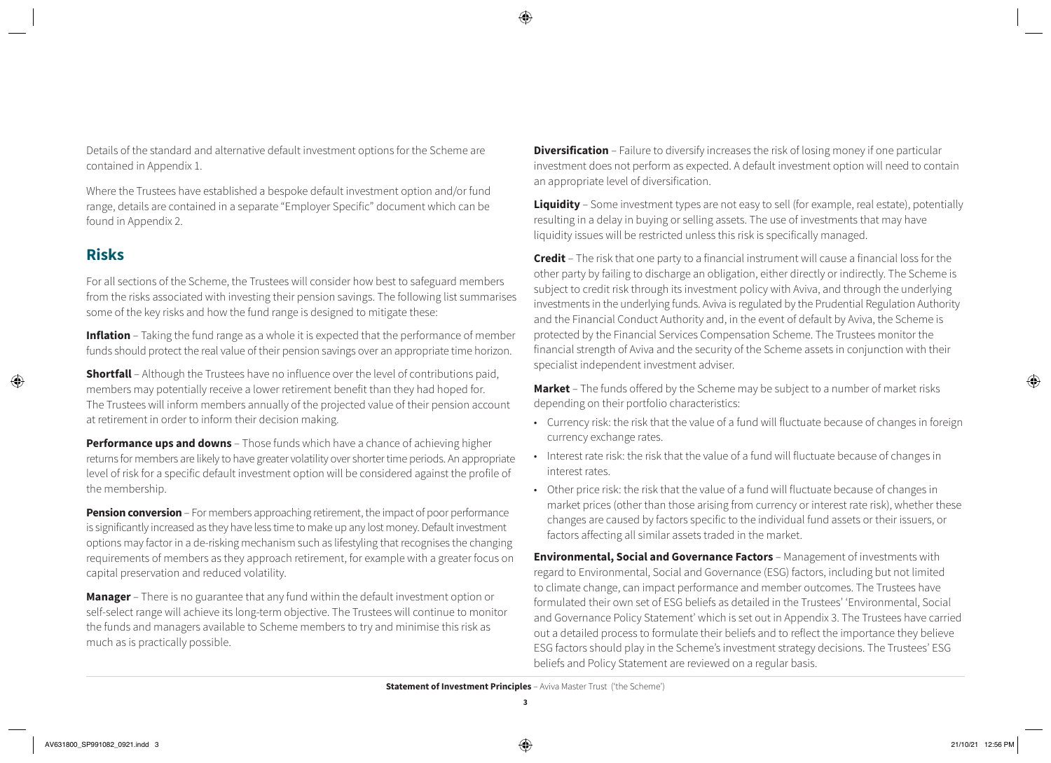Details of the standard and alternative default investment options for the Scheme are contained in Appendix 1.

Where the Trustees have established a bespoke default investment option and/or fund range, details are contained in a separate "Employer Specific" document which can be found in Appendix 2.

## Risks

For all sections of the Scheme, the Trustees will consider how best to safeguard members from the risks associated with investing their pension savings. The following list summarises some of the key risks and how the fund range is designed to mitigate these:

**Inflation** – Taking the fund range as a whole it is expected that the performance of member funds should protect the real value of their pension savings over an appropriate time horizon.

**Shortfall** – Although the Trustees have no influence over the level of contributions paid, members may potentially receive a lower retirement benefit than they had hoped for. The Trustees will inform members annually of the projected value of their pension account at retirement in order to inform their decision making.

**Performance ups and downs** – Those funds which have a chance of achieving higher returns for members are likely to have greater volatility over shorter time periods. An appropriate level of risk for a specific default investment option will be considered against the profile of the membership.

**Pension conversion** – For members approaching retirement, the impact of poor performance is significantly increased as they have less time to make up any lost money. Default investment options may factor in a de-risking mechanism such as lifestyling that recognises the changing requirements of members as they approach retirement, for example with a greater focus on capital preservation and reduced volatility.

**Manager** – There is no guarantee that any fund within the default investment option or self-select range will achieve its long-term objective. The Trustees will continue to monitor the funds and managers available to Scheme members to try and minimise this risk as much as is practically possible.

**Diversification** – Failure to diversify increases the risk of losing money if one particular investment does not perform as expected. A default investment option will need to contain an appropriate level of diversification.

**Liquidity** – Some investment types are not easy to sell (for example, real estate), potentially resulting in a delay in buying or selling assets. The use of investments that may have liquidity issues will be restricted unless this risk is specifically managed.

**Credit** – The risk that one party to a financial instrument will cause a financial loss for the other party by failing to discharge an obligation, either directly or indirectly. The Scheme is subject to credit risk through its investment policy with Aviva, and through the underlying investments in the underlying funds. Aviva is regulated by the Prudential Regulation Authority and the Financial Conduct Authority and, in the event of default by Aviva, the Scheme is protected by the Financial Services Compensation Scheme. The Trustees monitor the financial strength of Aviva and the security of the Scheme assets in conjunction with their specialist independent investment adviser.

**Market** – The funds offered by the Scheme may be subject to a number of market risks depending on their portfolio characteristics:

- Currency risk: the risk that the value of a fund will fluctuate because of changes in foreign currency exchange rates.
- Interest rate risk: the risk that the value of a fund will fluctuate because of changes in interest rates.
- Other price risk: the risk that the value of a fund will fluctuate because of changes in market prices (other than those arising from currency or interest rate risk), whether these changes are caused by factors specific to the individual fund assets or their issuers, or factors affecting all similar assets traded in the market.

**Environmental, Social and Governance Factors** – Management of investments with regard to Environmental, Social and Governance (ESG) factors, including but not limited to climate change, can impact performance and member outcomes. The Trustees have formulated their own set of ESG beliefs as detailed in the Trustees' 'Environmental, Social and Governance Policy Statement' which is set out in Appendix 3. The Trustees have carried out a detailed process to formulate their beliefs and to reflect the importance they believe ESG factors should play in the Scheme's investment strategy decisions. The Trustees' ESG beliefs and Policy Statement are reviewed on a regular basis.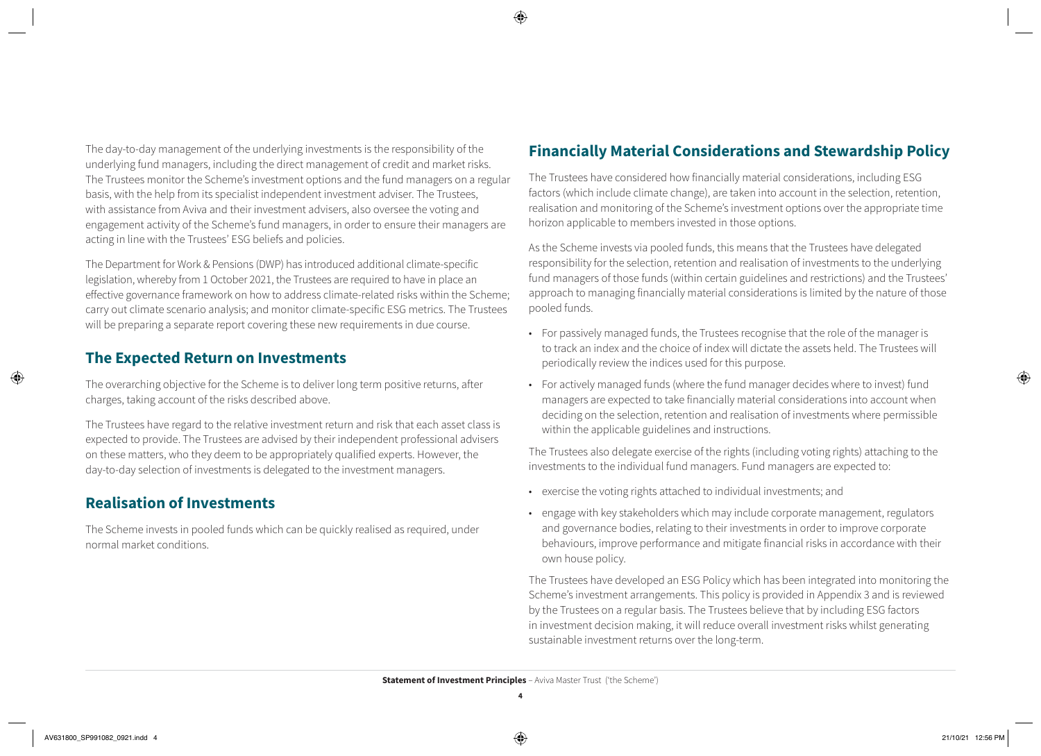The day-to-day management of the underlying investments is the responsibility of the underlying fund managers, including the direct management of credit and market risks. The Trustees monitor the Scheme's investment options and the fund managers on a regular basis, with the help from its specialist independent investment adviser. The Trustees, with assistance from Aviva and their investment advisers, also oversee the voting and engagement activity of the Scheme's fund managers, in order to ensure their managers are acting in line with the Trustees' ESG beliefs and policies.

The Department for Work & Pensions (DWP) has introduced additional climate-specific legislation, whereby from 1 October 2021, the Trustees are required to have in place an effective governance framework on how to address climate-related risks within the Scheme; carry out climate scenario analysis; and monitor climate-specific ESG metrics. The Trustees will be preparing a separate report covering these new requirements in due course.

## The Expected Return on Investments

The overarching objective for the Scheme is to deliver long term positive returns, after charges, taking account of the risks described above.

The Trustees have regard to the relative investment return and risk that each asset class is expected to provide. The Trustees are advised by their independent professional advisers on these matters, who they deem to be appropriately qualified experts. However, the day-to-day selection of investments is delegated to the investment managers.

## Realisation of Investments

The Scheme invests in pooled funds which can be quickly realised as required, under normal market conditions.

## Financially Material Considerations and Stewardship Policy

The Trustees have considered how financially material considerations, including ESG factors (which include climate change), are taken into account in the selection, retention, realisation and monitoring of the Scheme's investment options over the appropriate time horizon applicable to members invested in those options.

As the Scheme invests via pooled funds, this means that the Trustees have delegated responsibility for the selection, retention and realisation of investments to the underlying fund managers of those funds (within certain guidelines and restrictions) and the Trustees' approach to managing financially material considerations is limited by the nature of those pooled funds.

- For passively managed funds, the Trustees recognise that the role of the manager is to track an index and the choice of index will dictate the assets held. The Trustees will periodically review the indices used for this purpose.
- For actively managed funds (where the fund manager decides where to invest) fund managers are expected to take financially material considerations into account when deciding on the selection, retention and realisation of investments where permissible within the applicable guidelines and instructions.

The Trustees also delegate exercise of the rights (including voting rights) attaching to the investments to the individual fund managers. Fund managers are expected to:

- exercise the voting rights attached to individual investments; and
- engage with key stakeholders which may include corporate management, regulators and governance bodies, relating to their investments in order to improve corporate behaviours, improve performance and mitigate financial risks in accordance with their own house policy.

The Trustees have developed an ESG Policy which has been integrated into monitoring the Scheme's investment arrangements. This policy is provided in Appendix 3 and is reviewed by the Trustees on a regular basis. The Trustees believe that by including ESG factors in investment decision making, it will reduce overall investment risks whilst generating sustainable investment returns over the long-term.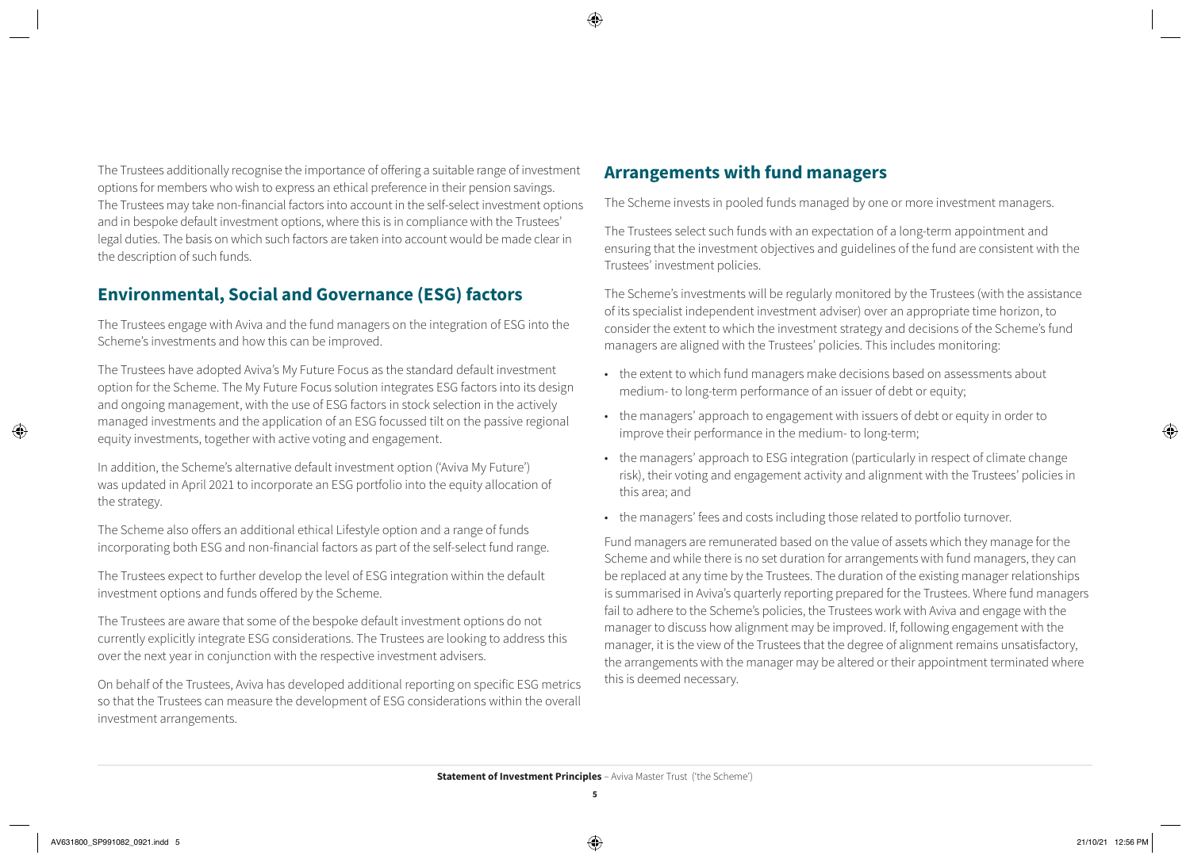The Trustees additionally recognise the importance of offering a suitable range of investment options for members who wish to express an ethical preference in their pension savings. The Trustees may take non-financial factors into account in the self-select investment options and in bespoke default investment options, where this is in compliance with the Trustees' legal duties. The basis on which such factors are taken into account would be made clear in the description of such funds.

## Environmental, Social and Governance (ESG) factors

The Trustees engage with Aviva and the fund managers on the integration of ESG into the Scheme's investments and how this can be improved.

The Trustees have adopted Aviva's My Future Focus as the standard default investment option for the Scheme. The My Future Focus solution integrates ESG factors into its design and ongoing management, with the use of ESG factors in stock selection in the actively managed investments and the application of an ESG focussed tilt on the passive regional equity investments, together with active voting and engagement.

In addition, the Scheme's alternative default investment option ('Aviva My Future') was updated in April 2021 to incorporate an ESG portfolio into the equity allocation of the strategy.

The Scheme also offers an additional ethical Lifestyle option and a range of funds incorporating both ESG and non-financial factors as part of the self-select fund range.

The Trustees expect to further develop the level of ESG integration within the default investment options and funds offered by the Scheme.

The Trustees are aware that some of the bespoke default investment options do not currently explicitly integrate ESG considerations. The Trustees are looking to address this over the next year in conjunction with the respective investment advisers.

On behalf of the Trustees, Aviva has developed additional reporting on specific ESG metrics so that the Trustees can measure the development of ESG considerations within the overall investment arrangements.

## Arrangements with fund managers

The Scheme invests in pooled funds managed by one or more investment managers.

The Trustees select such funds with an expectation of a long-term appointment and ensuring that the investment objectives and guidelines of the fund are consistent with the Trustees' investment policies.

The Scheme's investments will be regularly monitored by the Trustees (with the assistance of its specialist independent investment adviser) over an appropriate time horizon, to consider the extent to which the investment strategy and decisions of the Scheme's fund managers are aligned with the Trustees' policies. This includes monitoring:

- the extent to which fund managers make decisions based on assessments about medium- to long-term performance of an issuer of debt or equity;
- the managers' approach to engagement with issuers of debt or equity in order to improve their performance in the medium- to long-term;
- the managers' approach to ESG integration (particularly in respect of climate change risk), their voting and engagement activity and alignment with the Trustees' policies in this area; and
- the managers' fees and costs including those related to portfolio turnover.

Fund managers are remunerated based on the value of assets which they manage for the Scheme and while there is no set duration for arrangements with fund managers, they can be replaced at any time by the Trustees. The duration of the existing manager relationships is summarised in Aviva's quarterly reporting prepared for the Trustees. Where fund managers fail to adhere to the Scheme's policies, the Trustees work with Aviva and engage with the manager to discuss how alignment may be improved. If, following engagement with the manager, it is the view of the Trustees that the degree of alignment remains unsatisfactory, the arrangements with the manager may be altered or their appointment terminated where this is deemed necessary.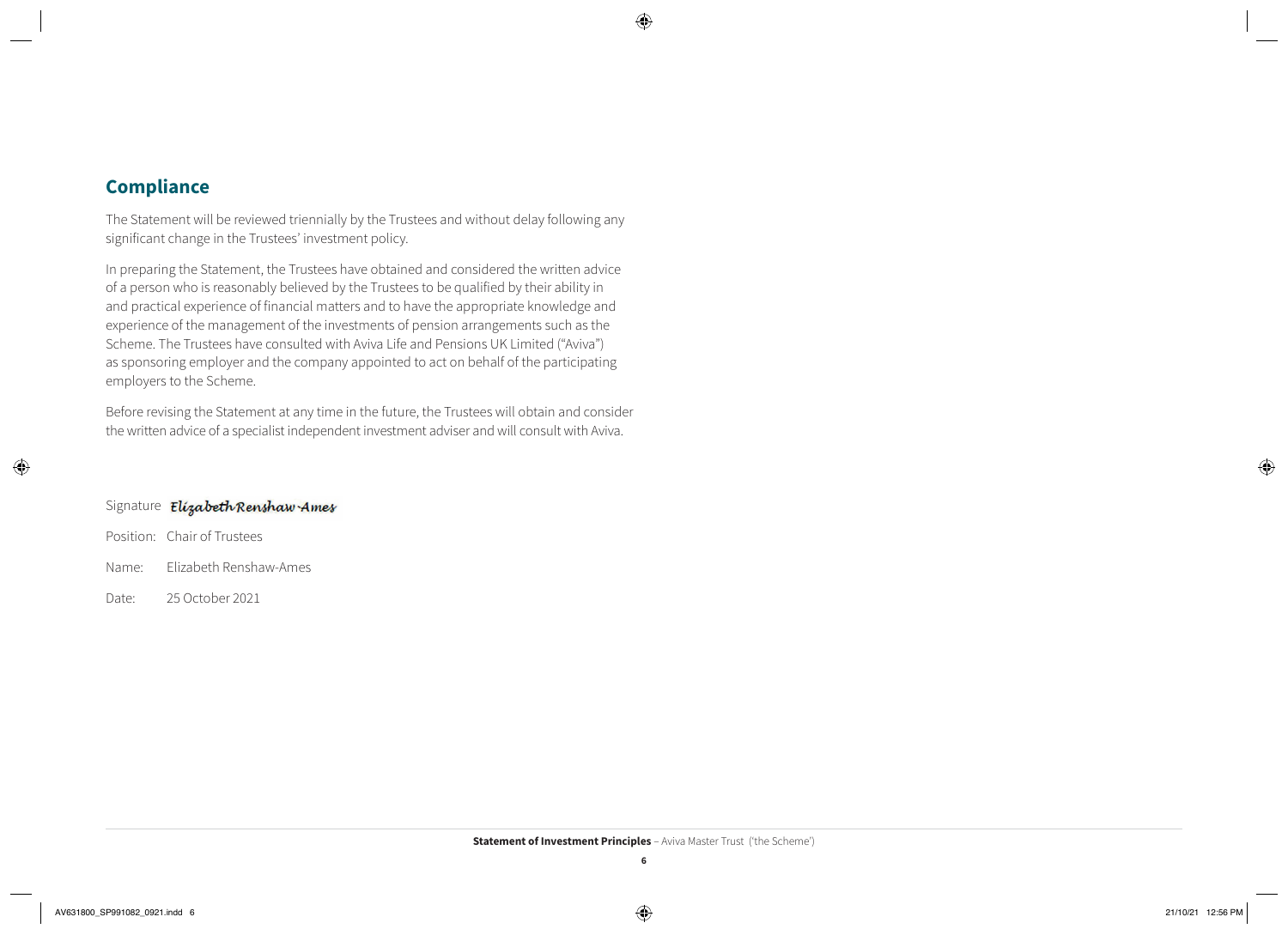## Compliance

The Statement will be reviewed triennially by the Trustees and without delay following any significant change in the Trustees' investment policy.

In preparing the Statement, the Trustees have obtained and considered the written advice of a person who is reasonably believed by the Trustees to be qualified by their ability in and practical experience of financial matters and to have the appropriate knowledge and experience of the management of the investments of pension arrangements such as the Scheme. The Trustees have consulted with Aviva Life and Pensions UK Limited ("Aviva") as sponsoring employer and the company appointed to act on behalf of the participating employers to the Scheme.

Before revising the Statement at any time in the future, the Trustees will obtain and consider the written advice of a specialist independent investment adviser and will consult with Aviva.

Signature *Elizabeth Renshaw-Ames*

Position: Chair of Trustees

Name: Elizabeth Renshaw-Ames

Date: 25 October 2021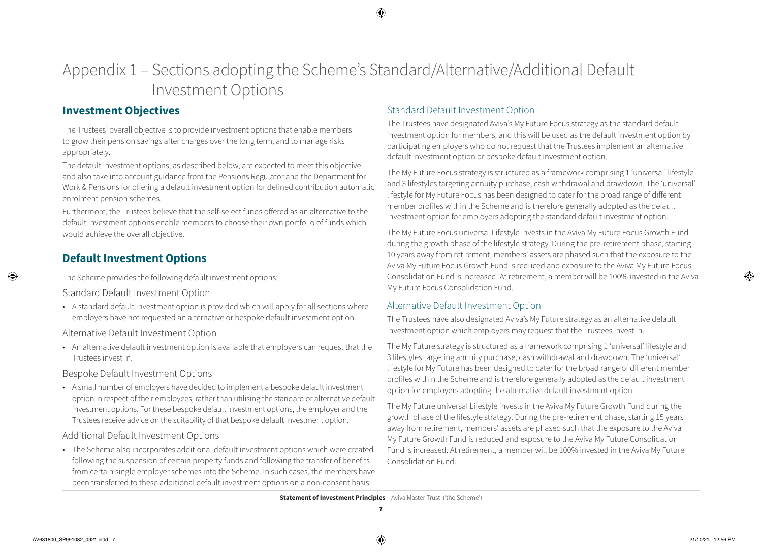# Appendix 1 – Sections adopting the Scheme's Standard/Alternative/Additional Default Investment Options

## Investment Objectives

The Trustees' overall objective is to provide investment options that enable members to grow their pension savings after charges over the long term, and to manage risks appropriately.

The default investment options, as described below, are expected to meet this objective and also take into account guidance from the Pensions Regulator and the Department for Work & Pensions for offering a default investment option for defined contribution automatic enrolment pension schemes.

Furthermore, the Trustees believe that the self-select funds offered as an alternative to the default investment options enable members to choose their own portfolio of funds which would achieve the overall objective.

## Default Investment Options

The Scheme provides the following default investment options:

### Standard Default Investment Option

- A standard default investment option is provided which will apply for all sections where employers have not requested an alternative or bespoke default investment option.

### Alternative Default Investment Option

- An alternative default investment option is available that employers can request that the Trustees invest in.

### Bespoke Default Investment Options

- A small number of employers have decided to implement a bespoke default investment option in respect of their employees, rather than utilising the standard or alternative default investment options. For these bespoke default investment options, the employer and the Trustees receive advice on the suitability of that bespoke default investment option.

### Additional Default Investment Options

- The Scheme also incorporates additional default investment options which were created following the suspension of certain property funds and following the transfer of benefits from certain single employer schemes into the Scheme. In such cases, the members have been transferred to these additional default investment options on a non-consent basis.

### Standard Default Investment Option

The Trustees have designated Aviva's My Future Focus strategy as the standard default investment option for members, and this will be used as the default investment option by participating employers who do not request that the Trustees implement an alternative default investment option or bespoke default investment option.

The My Future Focus strategy is structured as a framework comprising 1 'universal' lifestyle and 3 lifestyles targeting annuity purchase, cash withdrawal and drawdown. The 'universal' lifestyle for My Future Focus has been designed to cater for the broad range of different member profiles within the Scheme and is therefore generally adopted as the default investment option for employers adopting the standard default investment option.

The My Future Focus universal Lifestyle invests in the Aviva My Future Focus Growth Fund during the growth phase of the lifestyle strategy. During the pre-retirement phase, starting 10 years away from retirement, members' assets are phased such that the exposure to the Aviva My Future Focus Growth Fund is reduced and exposure to the Aviva My Future Focus Consolidation Fund is increased. At retirement, a member will be 100% invested in the Aviva My Future Focus Consolidation Fund.

### Alternative Default Investment Option

The Trustees have also designated Aviva's My Future strategy as an alternative default investment option which employers may request that the Trustees invest in.

The My Future strategy is structured as a framework comprising 1 'universal' lifestyle and 3 lifestyles targeting annuity purchase, cash withdrawal and drawdown. The 'universal' lifestyle for My Future has been designed to cater for the broad range of different member profiles within the Scheme and is therefore generally adopted as the default investment option for employers adopting the alternative default investment option.

The My Future universal Lifestyle invests in the Aviva My Future Growth Fund during the growth phase of the lifestyle strategy. During the pre-retirement phase, starting 15 years away from retirement, members' assets are phased such that the exposure to the Aviva My Future Growth Fund is reduced and exposure to the Aviva My Future Consolidation Fund is increased. At retirement, a member will be 100% invested in the Aviva My Future Consolidation Fund.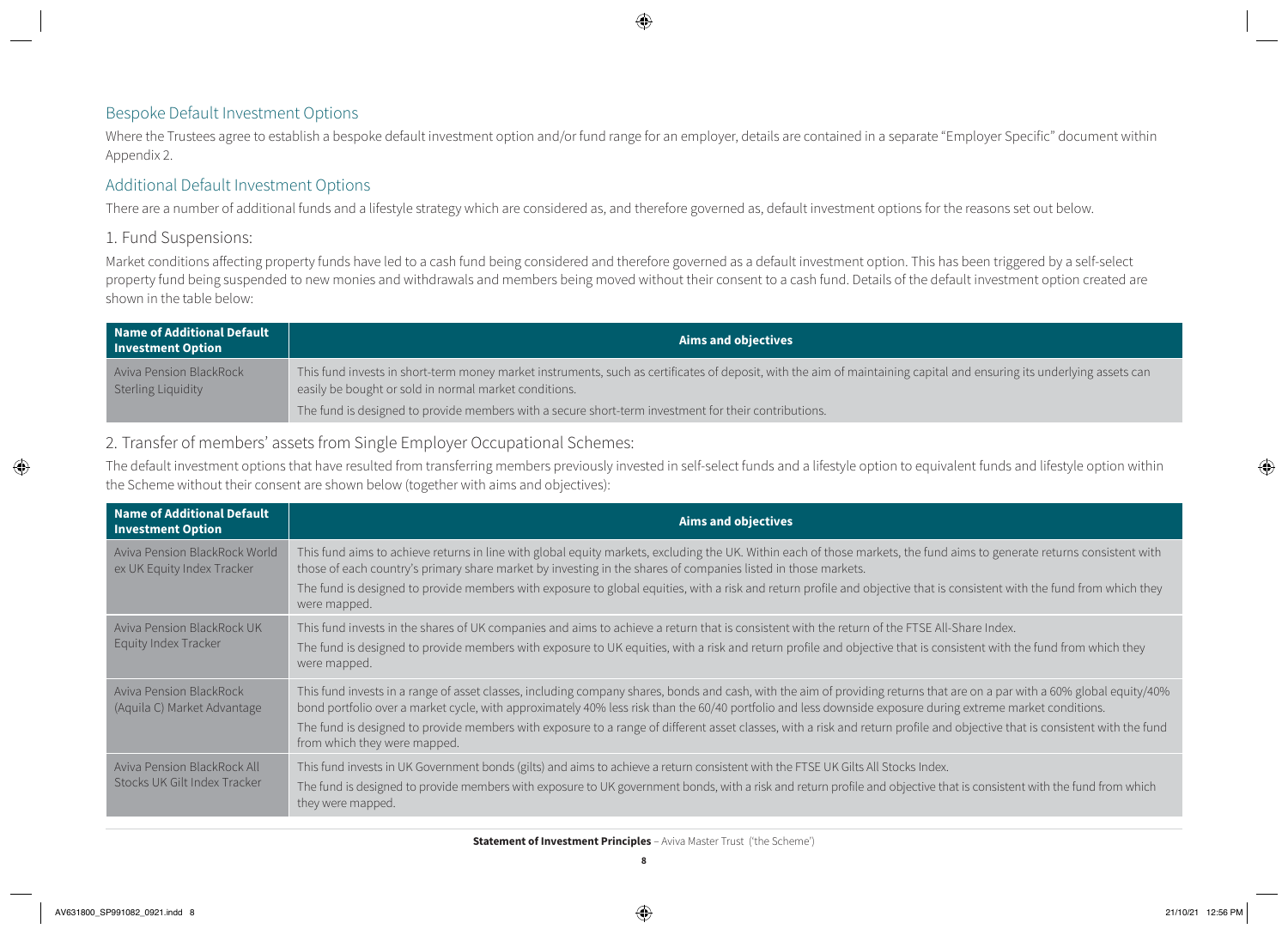## Bespoke Default Investment Options

Where the Trustees agree to establish a bespoke default investment option and/or fund range for an employer, details are contained in a separate "Employer Specific" document within Appendix 2.

## Additional Default Investment Options

There are a number of additional funds and a lifestyle strategy which are considered as, and therefore governed as, default investment options for the reasons set out below.

### 1. Fund Suspensions:

Market conditions affecting property funds have led to a cash fund being considered and therefore governed as a default investment option. This has been triggered by a self-select property fund being suspended to new monies and withdrawals and members being moved without their consent to a cash fund. Details of the default investment option created are shown in the table below:

| Name of Additional Default Investment Option | Aims and objectives |
|---|---|
| Aviva Pension BlackRock Sterling Liquidity | This fund invests in short-term money market instruments, such as certificates of deposit, with the aim of maintaining capital and ensuring its underlying assets can easily be bought or sold in normal market conditions.<br>The fund is designed to provide members with a secure short-term investment for their contributions. |

### 2. Transfer of members' assets from Single Employer Occupational Schemes:

The default investment options that have resulted from transferring members previously invested in self-select funds and a lifestyle option to equivalent funds and lifestyle option within the Scheme without their consent are shown below (together with aims and objectives):

| Name of Additional Default Investment Option | Aims and objectives |
|---|---|
| Aviva Pension BlackRock World ex UK Equity Index Tracker | This fund aims to achieve returns in line with global equity markets, excluding the UK. Within each of those markets, the fund aims to generate returns consistent with those of each country's primary share market by investing in the shares of companies listed in those markets.<br>The fund is designed to provide members with exposure to global equities, with a risk and return profile and objective that is consistent with the fund from which they were mapped. |
| Aviva Pension BlackRock UK Equity Index Tracker | This fund invests in the shares of UK companies and aims to achieve a return that is consistent with the return of the FTSE All-Share Index.<br>The fund is designed to provide members with exposure to UK equities, with a risk and return profile and objective that is consistent with the fund from which they were mapped. |
| Aviva Pension BlackRock (Aquila C) Market Advantage | This fund invests in a range of asset classes, including company shares, bonds and cash, with the aim of providing returns that are on a par with a 60% global equity/40% bond portfolio over a market cycle, with approximately 40% less risk than the 60/40 portfolio and less downside exposure during extreme market conditions.<br>The fund is designed to provide members with exposure to a range of different asset classes, with a risk and return profile and objective that is consistent with the fund from which they were mapped. |
| Aviva Pension BlackRock All Stocks UK Gilt Index Tracker | This fund invests in UK Government bonds (gilts) and aims to achieve a return consistent with the FTSE UK Gilts All Stocks Index.<br>The fund is designed to provide members with exposure to UK government bonds, with a risk and return profile and objective that is consistent with the fund from which they were mapped. |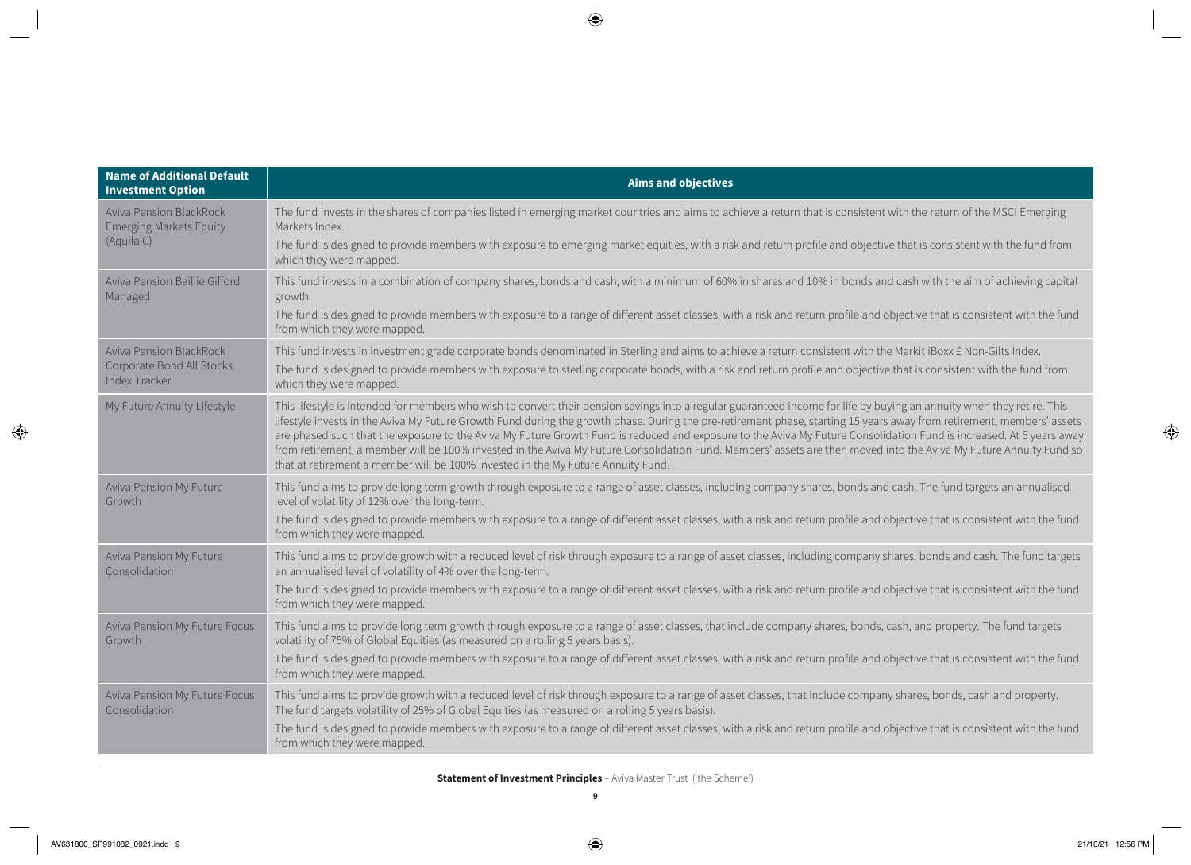| Name of Additional Default Investment Option | Aims and objectives |
|---|---|
| Aviva Pension BlackRock Emerging Markets Equity (Aquila C) | The fund invests in the shares of companies listed in emerging market countries and aims to achieve a return that is consistent with the return of the MSCI Emerging Markets Index.<br>The fund is designed to provide members with exposure to emerging market equities, with a risk and return profile and objective that is consistent with the fund from which they were mapped. |
| Aviva Pension Baillie Gifford Managed | This fund invests in a combination of company shares, bonds and cash, with a minimum of 60% in shares and 10% in bonds and cash with the aim of achieving capital growth.<br>The fund is designed to provide members with exposure to a range of different asset classes, with a risk and return profile and objective that is consistent with the fund from which they were mapped. |
| Aviva Pension BlackRock Corporate Bond All Stocks Index Tracker | This fund invests in investment grade corporate bonds denominated in Sterling and aims to achieve a return consistent with the Markit iBoxx £ Non-Gilts Index.<br>The fund is designed to provide members with exposure to sterling corporate bonds, with a risk and return profile and objective that is consistent with the fund from which they were mapped. |
| My Future Annuity Lifestyle | This lifestyle is intended for members who wish to convert their pension savings into a regular guaranteed income for life by buying an annuity when they retire. This lifestyle invests in the Aviva My Future Growth Fund during the growth phase. During the pre-retirement phase, starting 15 years away from retirement, members' assets are phased such that the exposure to the Aviva My Future Growth Fund is reduced and exposure to the Aviva My Future Consolidation Fund is increased. At 5 years away from retirement, a member will be 100% invested in the Aviva My Future Consolidation Fund. Members' assets are then moved into the Aviva My Future Annuity Fund so that at retirement a member will be 100% invested in the My Future Annuity Fund. |
| Aviva Pension My Future Growth | This fund aims to provide long term growth through exposure to a range of asset classes, including company shares, bonds and cash. The fund targets an annualised level of volatility of 12% over the long-term.<br>The fund is designed to provide members with exposure to a range of different asset classes, with a risk and return profile and objective that is consistent with the fund from which they were mapped. |
| Aviva Pension My Future Consolidation | This fund aims to provide growth with a reduced level of risk through exposure to a range of asset classes, including company shares, bonds and cash. The fund targets an annualised level of volatility of 4% over the long-term.<br>The fund is designed to provide members with exposure to a range of different asset classes, with a risk and return profile and objective that is consistent with the fund from which they were mapped. |
| Aviva Pension My Future Focus Growth | This fund aims to provide long term growth through exposure to a range of asset classes, that include company shares, bonds, cash, and property. The fund targets volatility of 75% of Global Equities (as measured on a rolling 5 years basis).<br>The fund is designed to provide members with exposure to a range of different asset classes, with a risk and return profile and objective that is consistent with the fund from which they were mapped. |
| Aviva Pension My Future Focus Consolidation | This fund aims to provide growth with a reduced level of risk through exposure to a range of asset classes, that include company shares, bonds, cash and property. The fund targets volatility of 25% of Global Equities (as measured on a rolling 5 years basis).<br>The fund is designed to provide members with exposure to a range of different asset classes, with a risk and return profile and objective that is consistent with the fund from which they were mapped. |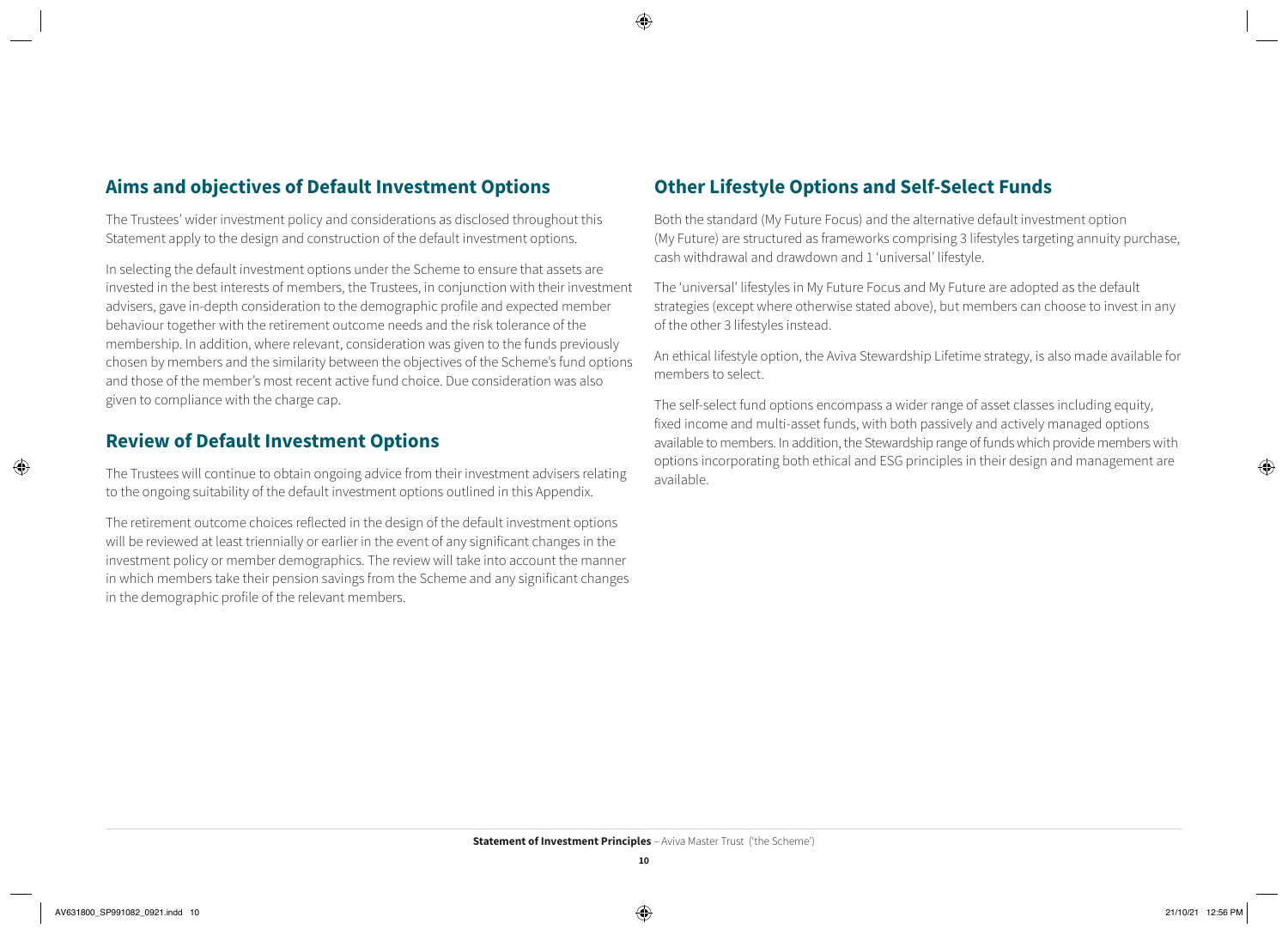## Aims and objectives of Default Investment Options

The Trustees' wider investment policy and considerations as disclosed throughout this Statement apply to the design and construction of the default investment options.

In selecting the default investment options under the Scheme to ensure that assets are invested in the best interests of members, the Trustees, in conjunction with their investment advisers, gave in-depth consideration to the demographic profile and expected member behaviour together with the retirement outcome needs and the risk tolerance of the membership. In addition, where relevant, consideration was given to the funds previously chosen by members and the similarity between the objectives of the Scheme's fund options and those of the member's most recent active fund choice. Due consideration was also given to compliance with the charge cap.

## Review of Default Investment Options

The Trustees will continue to obtain ongoing advice from their investment advisers relating to the ongoing suitability of the default investment options outlined in this Appendix.

The retirement outcome choices reflected in the design of the default investment options will be reviewed at least triennially or earlier in the event of any significant changes in the investment policy or member demographics. The review will take into account the manner in which members take their pension savings from the Scheme and any significant changes in the demographic profile of the relevant members.

## Other Lifestyle Options and Self-Select Funds

Both the standard (My Future Focus) and the alternative default investment option (My Future) are structured as frameworks comprising 3 lifestyles targeting annuity purchase, cash withdrawal and drawdown and 1 'universal' lifestyle.

The 'universal' lifestyles in My Future Focus and My Future are adopted as the default strategies (except where otherwise stated above), but members can choose to invest in any of the other 3 lifestyles instead.

An ethical lifestyle option, the Aviva Stewardship Lifetime strategy, is also made available for members to select.

The self-select fund options encompass a wider range of asset classes including equity, fixed income and multi-asset funds, with both passively and actively managed options available to members. In addition, the Stewardship range of funds which provide members with options incorporating both ethical and ESG principles in their design and management are available.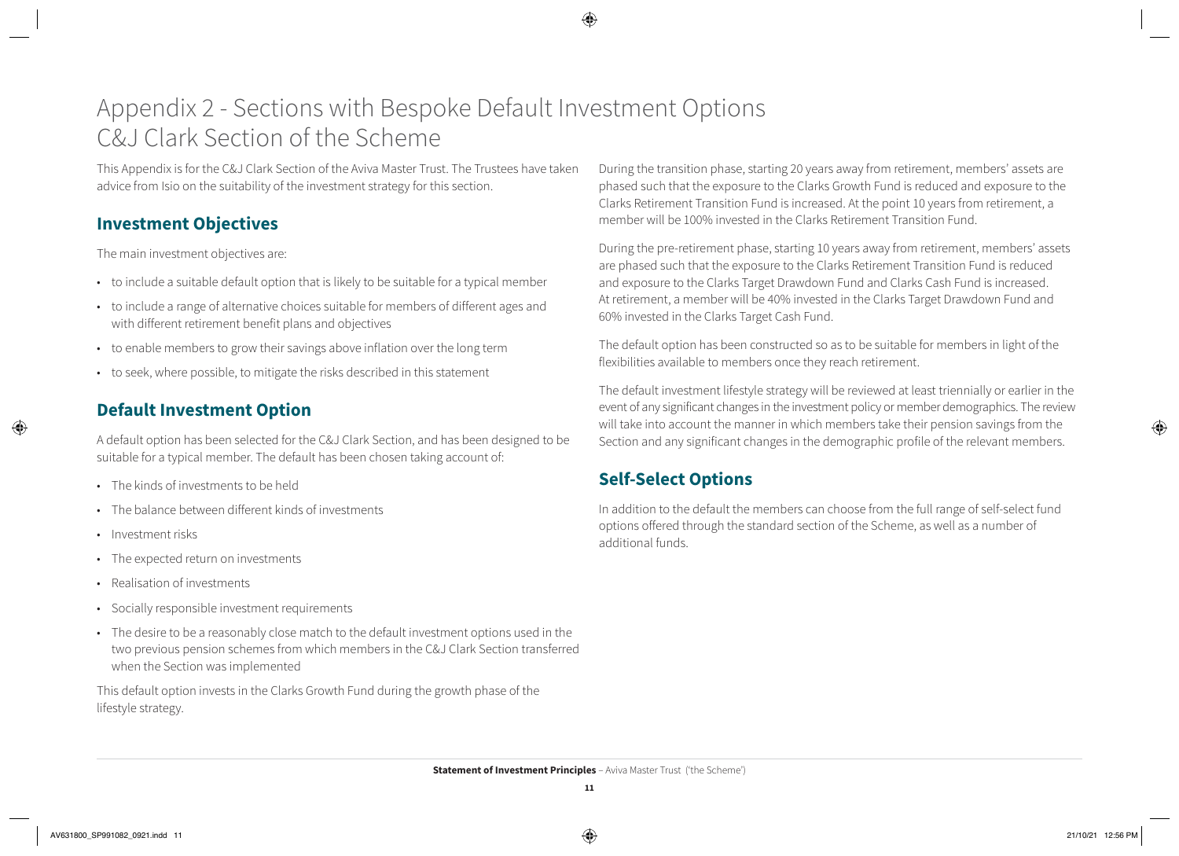# Appendix 2 - Sections with Bespoke Default Investment Options C&J Clark Section of the Scheme

This Appendix is for the C&J Clark Section of the Aviva Master Trust. The Trustees have taken advice from Isio on the suitability of the investment strategy for this section.

## Investment Objectives

The main investment objectives are:

- to include a suitable default option that is likely to be suitable for a typical member
- to include a range of alternative choices suitable for members of different ages and with different retirement benefit plans and objectives
- to enable members to grow their savings above inflation over the long term
- to seek, where possible, to mitigate the risks described in this statement

## Default Investment Option

A default option has been selected for the C&J Clark Section, and has been designed to be suitable for a typical member. The default has been chosen taking account of:

- The kinds of investments to be held
- The balance between different kinds of investments
- Investment risks
- The expected return on investments
- Realisation of investments
- Socially responsible investment requirements
- The desire to be a reasonably close match to the default investment options used in the two previous pension schemes from which members in the C&J Clark Section transferred when the Section was implemented

This default option invests in the Clarks Growth Fund during the growth phase of the lifestyle strategy.

During the transition phase, starting 20 years away from retirement, members' assets are phased such that the exposure to the Clarks Growth Fund is reduced and exposure to the Clarks Retirement Transition Fund is increased. At the point 10 years from retirement, a member will be 100% invested in the Clarks Retirement Transition Fund.

During the pre-retirement phase, starting 10 years away from retirement, members' assets are phased such that the exposure to the Clarks Retirement Transition Fund is reduced and exposure to the Clarks Target Drawdown Fund and Clarks Cash Fund is increased. At retirement, a member will be 40% invested in the Clarks Target Drawdown Fund and 60% invested in the Clarks Target Cash Fund.

The default option has been constructed so as to be suitable for members in light of the flexibilities available to members once they reach retirement.

The default investment lifestyle strategy will be reviewed at least triennially or earlier in the event of any significant changes in the investment policy or member demographics. The review will take into account the manner in which members take their pension savings from the Section and any significant changes in the demographic profile of the relevant members.

## Self-Select Options

In addition to the default the members can choose from the full range of self-select fund options offered through the standard section of the Scheme, as well as a number of additional funds.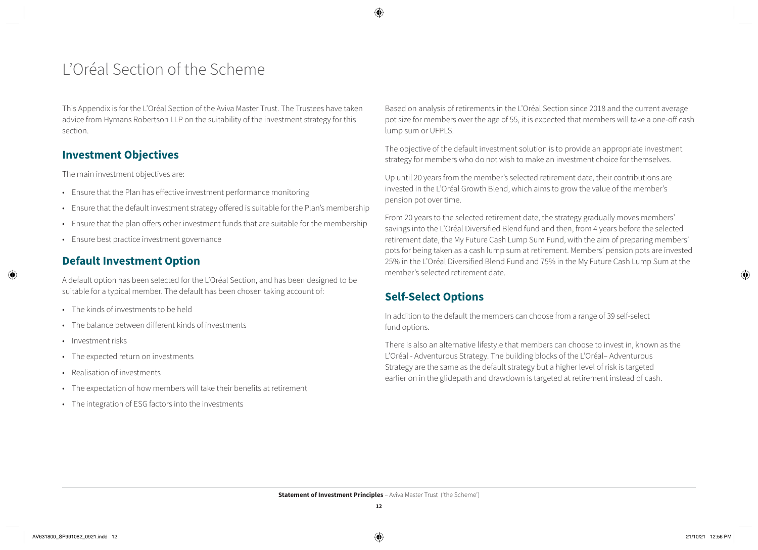# L'Oréal Section of the Scheme

This Appendix is for the L'Oréal Section of the Aviva Master Trust. The Trustees have taken advice from Hymans Robertson LLP on the suitability of the investment strategy for this section.

## Investment Objectives

The main investment objectives are:

- Ensure that the Plan has effective investment performance monitoring
- Ensure that the default investment strategy offered is suitable for the Plan's membership
- Ensure that the plan offers other investment funds that are suitable for the membership
- Ensure best practice investment governance

## Default Investment Option

A default option has been selected for the L'Oréal Section, and has been designed to be suitable for a typical member. The default has been chosen taking account of:

- The kinds of investments to be held
- The balance between different kinds of investments
- Investment risks
- The expected return on investments
- Realisation of investments
- The expectation of how members will take their benefits at retirement
- The integration of ESG factors into the investments

Based on analysis of retirements in the L'Oréal Section since 2018 and the current average pot size for members over the age of 55, it is expected that members will take a one-off cash lump sum or UFPLS.

The objective of the default investment solution is to provide an appropriate investment strategy for members who do not wish to make an investment choice for themselves.

Up until 20 years from the member's selected retirement date, their contributions are invested in the L'Oréal Growth Blend, which aims to grow the value of the member's pension pot over time.

From 20 years to the selected retirement date, the strategy gradually moves members' savings into the L'Oréal Diversified Blend fund and then, from 4 years before the selected retirement date, the My Future Cash Lump Sum Fund, with the aim of preparing members' pots for being taken as a cash lump sum at retirement. Members' pension pots are invested 25% in the L'Oréal Diversified Blend Fund and 75% in the My Future Cash Lump Sum at the member's selected retirement date.

## Self-Select Options

In addition to the default the members can choose from a range of 39 self-select fund options.

There is also an alternative lifestyle that members can choose to invest in, known as the L'Oréal - Adventurous Strategy. The building blocks of the L'Oréal– Adventurous Strategy are the same as the default strategy but a higher level of risk is targeted earlier on in the glidepath and drawdown is targeted at retirement instead of cash.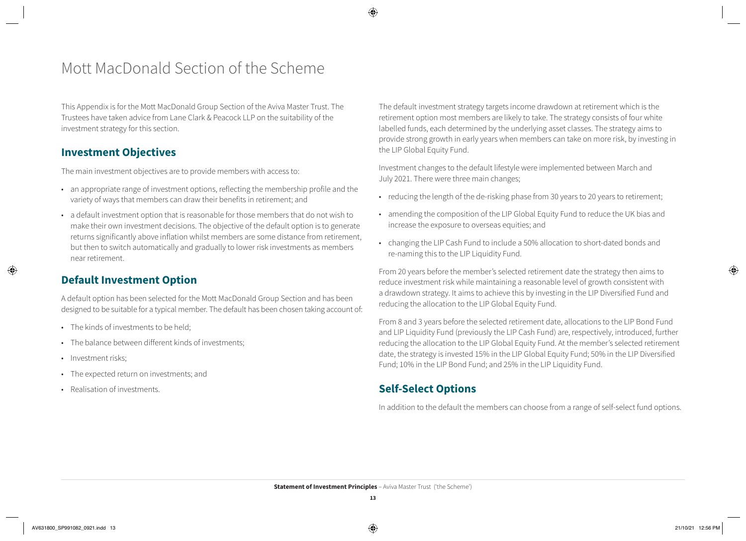# Mott MacDonald Section of the Scheme

This Appendix is for the Mott MacDonald Group Section of the Aviva Master Trust. The Trustees have taken advice from Lane Clark & Peacock LLP on the suitability of the investment strategy for this section.

## Investment Objectives

The main investment objectives are to provide members with access to:

- an appropriate range of investment options, reflecting the membership profile and the variety of ways that members can draw their benefits in retirement; and
- a default investment option that is reasonable for those members that do not wish to make their own investment decisions. The objective of the default option is to generate returns significantly above inflation whilst members are some distance from retirement, but then to switch automatically and gradually to lower risk investments as members near retirement.

## Default Investment Option

A default option has been selected for the Mott MacDonald Group Section and has been designed to be suitable for a typical member. The default has been chosen taking account of:

- The kinds of investments to be held;
- The balance between different kinds of investments;
- Investment risks;
- The expected return on investments; and
- Realisation of investments.

The default investment strategy targets income drawdown at retirement which is the retirement option most members are likely to take. The strategy consists of four white labelled funds, each determined by the underlying asset classes. The strategy aims to provide strong growth in early years when members can take on more risk, by investing in the LIP Global Equity Fund.

Investment changes to the default lifestyle were implemented between March and July 2021. There were three main changes;

- reducing the length of the de-risking phase from 30 years to 20 years to retirement;
- amending the composition of the LIP Global Equity Fund to reduce the UK bias and increase the exposure to overseas equities; and
- changing the LIP Cash Fund to include a 50% allocation to short-dated bonds and re-naming this to the LIP Liquidity Fund.

From 20 years before the member's selected retirement date the strategy then aims to reduce investment risk while maintaining a reasonable level of growth consistent with a drawdown strategy. It aims to achieve this by investing in the LIP Diversified Fund and reducing the allocation to the LIP Global Equity Fund.

From 8 and 3 years before the selected retirement date, allocations to the LIP Bond Fund and LIP Liquidity Fund (previously the LIP Cash Fund) are, respectively, introduced, further reducing the allocation to the LIP Global Equity Fund. At the member's selected retirement date, the strategy is invested 15% in the LIP Global Equity Fund; 50% in the LIP Diversified Fund; 10% in the LIP Bond Fund; and 25% in the LIP Liquidity Fund.

## Self-Select Options

In addition to the default the members can choose from a range of self-select fund options.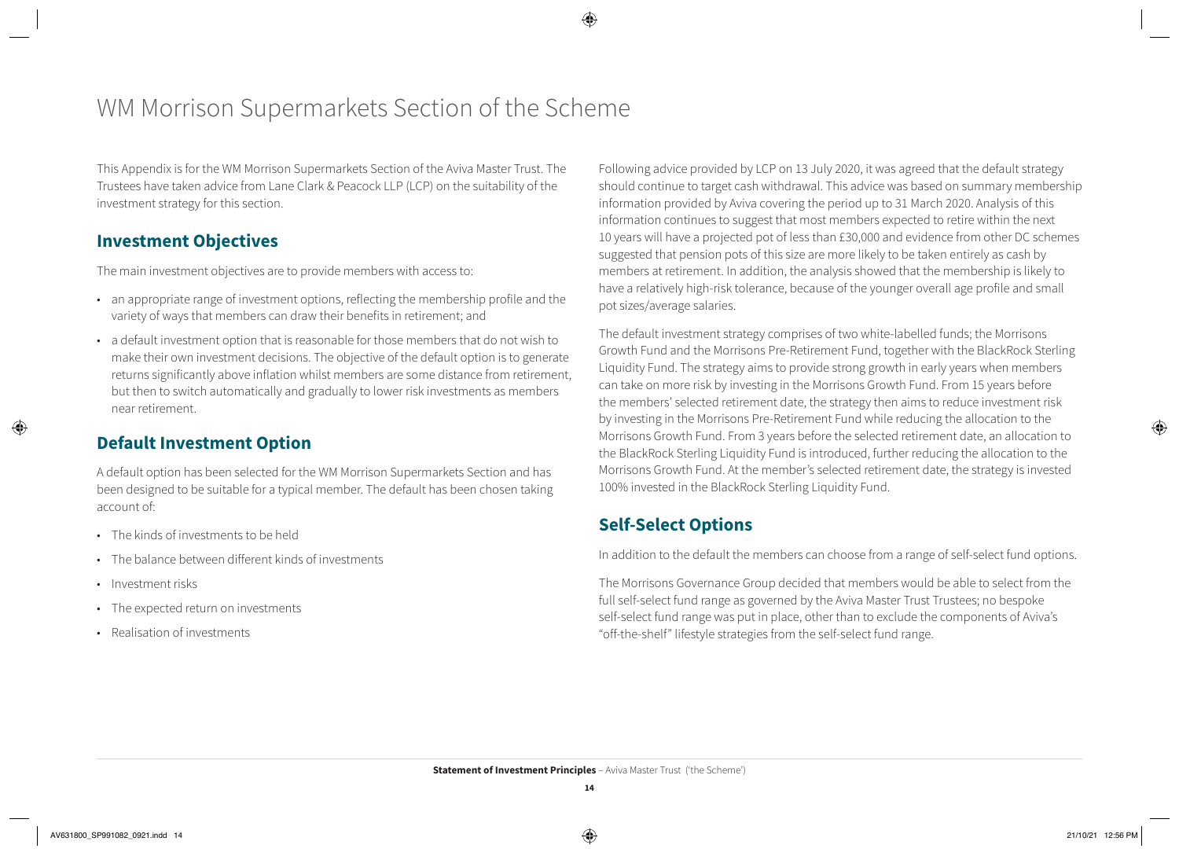# WM Morrison Supermarkets Section of the Scheme

This Appendix is for the WM Morrison Supermarkets Section of the Aviva Master Trust. The Trustees have taken advice from Lane Clark & Peacock LLP (LCP) on the suitability of the investment strategy for this section.

## Investment Objectives

The main investment objectives are to provide members with access to:

- an appropriate range of investment options, reflecting the membership profile and the variety of ways that members can draw their benefits in retirement; and
- a default investment option that is reasonable for those members that do not wish to make their own investment decisions. The objective of the default option is to generate returns significantly above inflation whilst members are some distance from retirement, but then to switch automatically and gradually to lower risk investments as members near retirement.

## Default Investment Option

A default option has been selected for the WM Morrison Supermarkets Section and has been designed to be suitable for a typical member. The default has been chosen taking account of:

- The kinds of investments to be held
- The balance between different kinds of investments
- Investment risks
- The expected return on investments
- Realisation of investments

Following advice provided by LCP on 13 July 2020, it was agreed that the default strategy should continue to target cash withdrawal. This advice was based on summary membership information provided by Aviva covering the period up to 31 March 2020. Analysis of this information continues to suggest that most members expected to retire within the next 10 years will have a projected pot of less than £30,000 and evidence from other DC schemes suggested that pension pots of this size are more likely to be taken entirely as cash by members at retirement. In addition, the analysis showed that the membership is likely to have a relatively high-risk tolerance, because of the younger overall age profile and small pot sizes/average salaries.

The default investment strategy comprises of two white-labelled funds; the Morrisons Growth Fund and the Morrisons Pre-Retirement Fund, together with the BlackRock Sterling Liquidity Fund. The strategy aims to provide strong growth in early years when members can take on more risk by investing in the Morrisons Growth Fund. From 15 years before the members' selected retirement date, the strategy then aims to reduce investment risk by investing in the Morrisons Pre-Retirement Fund while reducing the allocation to the Morrisons Growth Fund. From 3 years before the selected retirement date, an allocation to the BlackRock Sterling Liquidity Fund is introduced, further reducing the allocation to the Morrisons Growth Fund. At the member's selected retirement date, the strategy is invested 100% invested in the BlackRock Sterling Liquidity Fund.

## Self-Select Options

In addition to the default the members can choose from a range of self-select fund options.

The Morrisons Governance Group decided that members would be able to select from the full self-select fund range as governed by the Aviva Master Trust Trustees; no bespoke self-select fund range was put in place, other than to exclude the components of Aviva's "off-the-shelf" lifestyle strategies from the self-select fund range.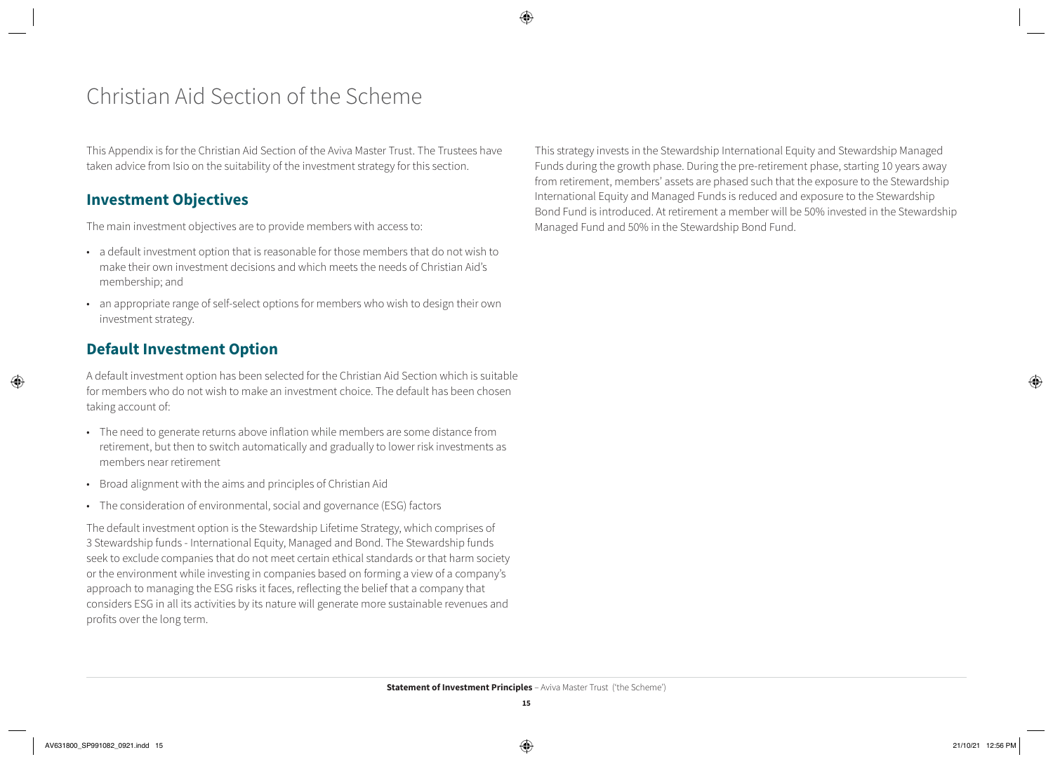# Christian Aid Section of the Scheme

This Appendix is for the Christian Aid Section of the Aviva Master Trust. The Trustees have taken advice from Isio on the suitability of the investment strategy for this section.

## Investment Objectives

The main investment objectives are to provide members with access to:

- a default investment option that is reasonable for those members that do not wish to make their own investment decisions and which meets the needs of Christian Aid's membership; and
- an appropriate range of self-select options for members who wish to design their own investment strategy.

## Default Investment Option

A default investment option has been selected for the Christian Aid Section which is suitable for members who do not wish to make an investment choice. The default has been chosen taking account of:

- The need to generate returns above inflation while members are some distance from retirement, but then to switch automatically and gradually to lower risk investments as members near retirement
- Broad alignment with the aims and principles of Christian Aid
- The consideration of environmental, social and governance (ESG) factors

The default investment option is the Stewardship Lifetime Strategy, which comprises of 3 Stewardship funds - International Equity, Managed and Bond. The Stewardship funds seek to exclude companies that do not meet certain ethical standards or that harm society or the environment while investing in companies based on forming a view of a company's approach to managing the ESG risks it faces, reflecting the belief that a company that considers ESG in all its activities by its nature will generate more sustainable revenues and profits over the long term.

This strategy invests in the Stewardship International Equity and Stewardship Managed Funds during the growth phase. During the pre-retirement phase, starting 10 years away from retirement, members' assets are phased such that the exposure to the Stewardship International Equity and Managed Funds is reduced and exposure to the Stewardship Bond Fund is introduced. At retirement a member will be 50% invested in the Stewardship Managed Fund and 50% in the Stewardship Bond Fund.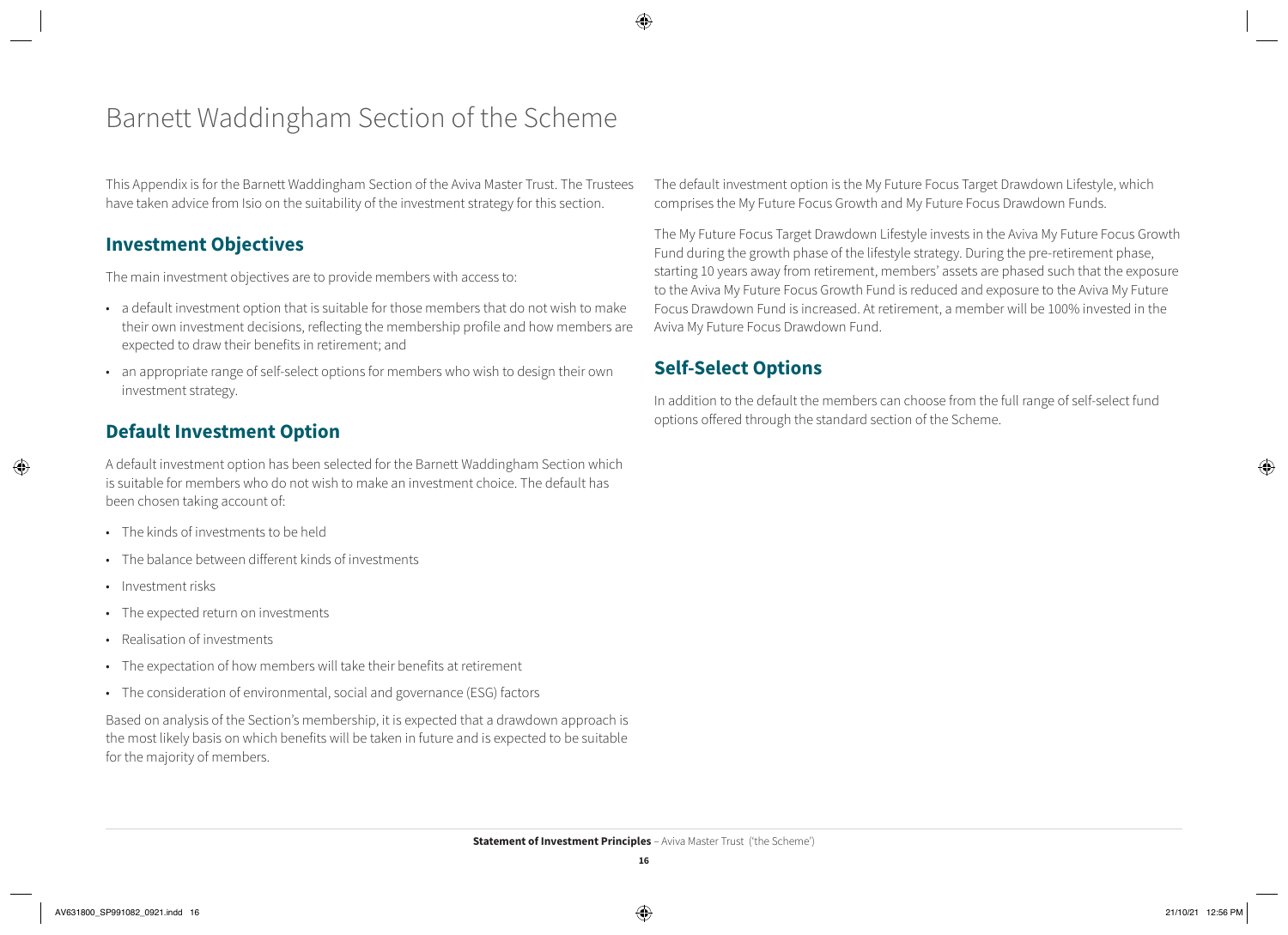# Barnett Waddingham Section of the Scheme

This Appendix is for the Barnett Waddingham Section of the Aviva Master Trust. The Trustees have taken advice from Isio on the suitability of the investment strategy for this section.

## Investment Objectives

The main investment objectives are to provide members with access to:

- a default investment option that is suitable for those members that do not wish to make their own investment decisions, reflecting the membership profile and how members are expected to draw their benefits in retirement; and
- an appropriate range of self-select options for members who wish to design their own investment strategy.

## Default Investment Option

A default investment option has been selected for the Barnett Waddingham Section which is suitable for members who do not wish to make an investment choice. The default has been chosen taking account of:

- The kinds of investments to be held
- The balance between different kinds of investments
- Investment risks
- The expected return on investments
- Realisation of investments
- The expectation of how members will take their benefits at retirement
- The consideration of environmental, social and governance (ESG) factors

Based on analysis of the Section's membership, it is expected that a drawdown approach is the most likely basis on which benefits will be taken in future and is expected to be suitable for the majority of members.

The default investment option is the My Future Focus Target Drawdown Lifestyle, which comprises the My Future Focus Growth and My Future Focus Drawdown Funds.

The My Future Focus Target Drawdown Lifestyle invests in the Aviva My Future Focus Growth Fund during the growth phase of the lifestyle strategy. During the pre-retirement phase, starting 10 years away from retirement, members' assets are phased such that the exposure to the Aviva My Future Focus Growth Fund is reduced and exposure to the Aviva My Future Focus Drawdown Fund is increased. At retirement, a member will be 100% invested in the Aviva My Future Focus Drawdown Fund.

## Self-Select Options

In addition to the default the members can choose from the full range of self-select fund options offered through the standard section of the Scheme.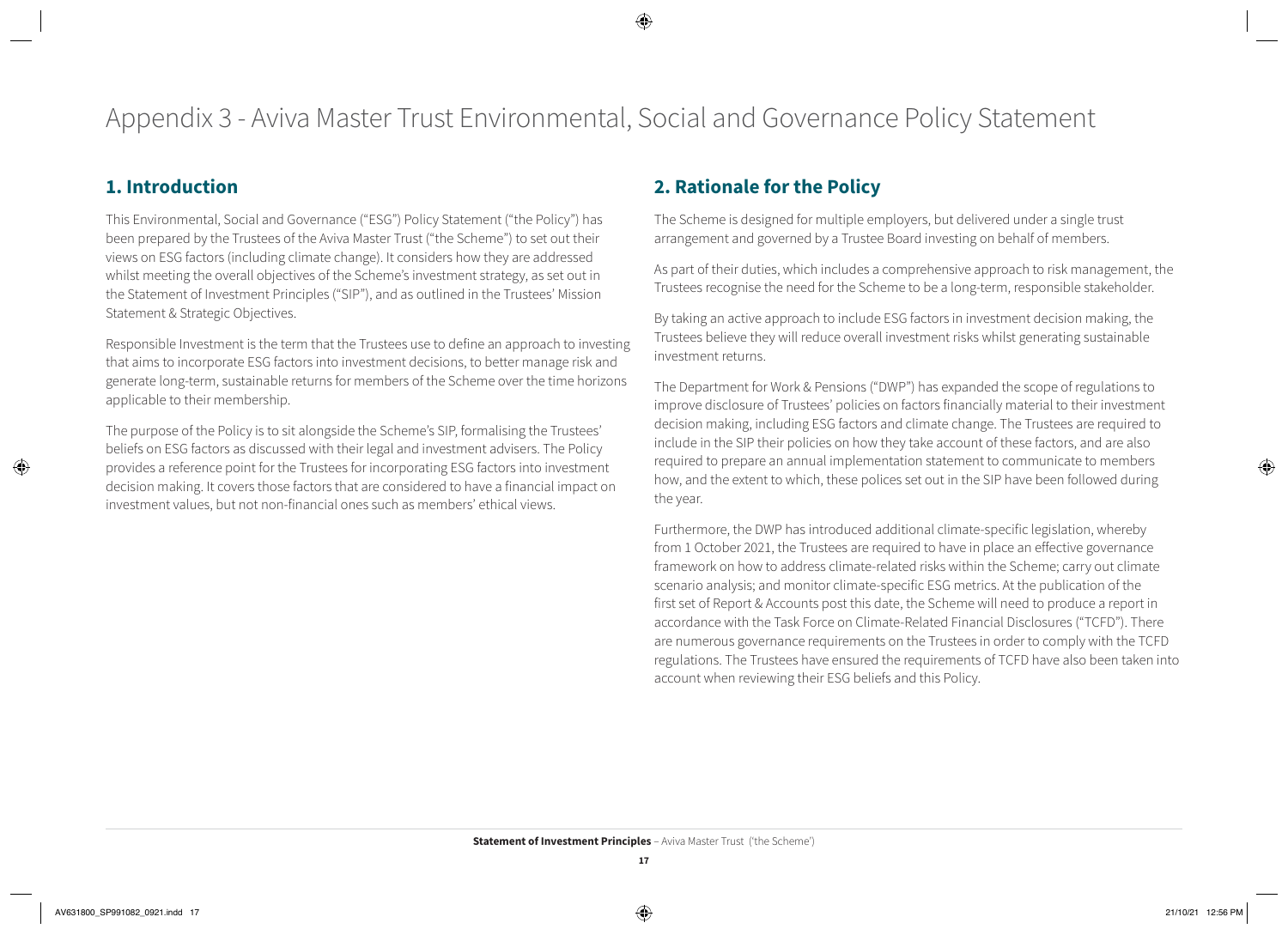# Appendix 3 - Aviva Master Trust Environmental, Social and Governance Policy Statement

## 1. Introduction

This Environmental, Social and Governance ("ESG") Policy Statement ("the Policy") has been prepared by the Trustees of the Aviva Master Trust ("the Scheme") to set out their views on ESG factors (including climate change). It considers how they are addressed whilst meeting the overall objectives of the Scheme's investment strategy, as set out in the Statement of Investment Principles ("SIP"), and as outlined in the Trustees' Mission Statement & Strategic Objectives.

Responsible Investment is the term that the Trustees use to define an approach to investing that aims to incorporate ESG factors into investment decisions, to better manage risk and generate long-term, sustainable returns for members of the Scheme over the time horizons applicable to their membership.

The purpose of the Policy is to sit alongside the Scheme's SIP, formalising the Trustees' beliefs on ESG factors as discussed with their legal and investment advisers. The Policy provides a reference point for the Trustees for incorporating ESG factors into investment decision making. It covers those factors that are considered to have a financial impact on investment values, but not non-financial ones such as members' ethical views.

## 2. Rationale for the Policy

The Scheme is designed for multiple employers, but delivered under a single trust arrangement and governed by a Trustee Board investing on behalf of members.

As part of their duties, which includes a comprehensive approach to risk management, the Trustees recognise the need for the Scheme to be a long-term, responsible stakeholder.

By taking an active approach to include ESG factors in investment decision making, the Trustees believe they will reduce overall investment risks whilst generating sustainable investment returns.

The Department for Work & Pensions ("DWP") has expanded the scope of regulations to improve disclosure of Trustees' policies on factors financially material to their investment decision making, including ESG factors and climate change. The Trustees are required to include in the SIP their policies on how they take account of these factors, and are also required to prepare an annual implementation statement to communicate to members how, and the extent to which, these polices set out in the SIP have been followed during the year.

Furthermore, the DWP has introduced additional climate-specific legislation, whereby from 1 October 2021, the Trustees are required to have in place an effective governance framework on how to address climate-related risks within the Scheme; carry out climate scenario analysis; and monitor climate-specific ESG metrics. At the publication of the first set of Report & Accounts post this date, the Scheme will need to produce a report in accordance with the Task Force on Climate-Related Financial Disclosures ("TCFD"). There are numerous governance requirements on the Trustees in order to comply with the TCFD regulations. The Trustees have ensured the requirements of TCFD have also been taken into account when reviewing their ESG beliefs and this Policy.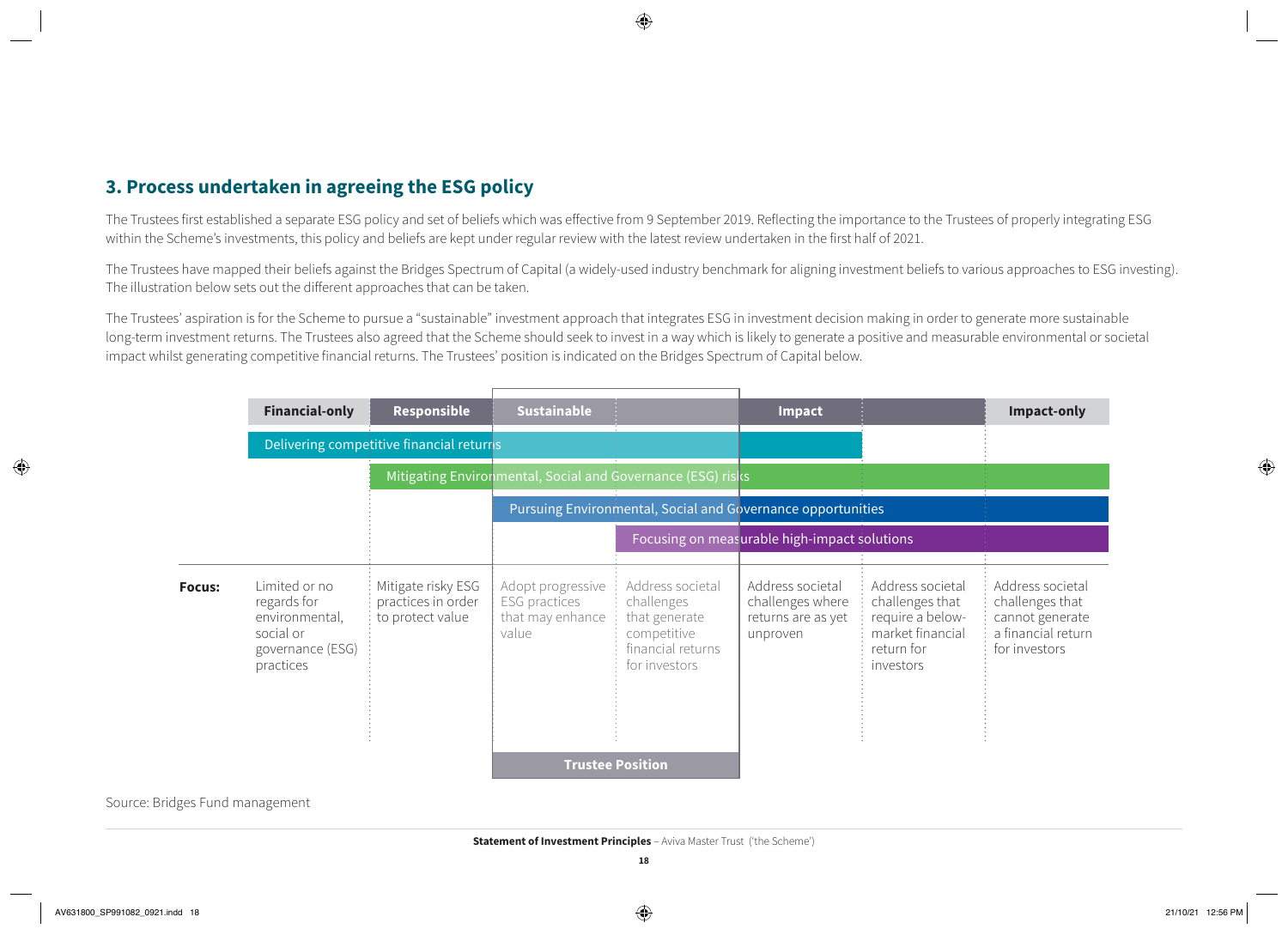## 3. Process undertaken in agreeing the ESG policy

The Trustees first established a separate ESG policy and set of beliefs which was effective from 9 September 2019. Reflecting the importance to the Trustees of properly integrating ESG within the Scheme's investments, this policy and beliefs are kept under regular review with the latest review undertaken in the first half of 2021.

The Trustees have mapped their beliefs against the Bridges Spectrum of Capital (a widely-used industry benchmark for aligning investment beliefs to various approaches to ESG investing). The illustration below sets out the different approaches that can be taken.

The Trustees' aspiration is for the Scheme to pursue a "sustainable" investment approach that integrates ESG in investment decision making in order to generate more sustainable long-term investment returns. The Trustees also agreed that the Scheme should seek to invest in a way which is likely to generate a positive and measurable environmental or societal impact whilst generating competitive financial returns. The Trustees' position is indicated on the Bridges Spectrum of Capital below.

| | Financial-only | Responsible | Sustainable | | Impact | | Impact-only |
|---|---|---|---|---|---|---|---|
| | Delivering competitive financial returns | | | | | | |
| | | Mitigating Environmental, Social and Governance (ESG) risks | | | | | |
| | | | Pursuing Environmental, Social and Governance opportunities | | | | |
| | | | | Focusing on measurable high-impact solutions | | | |
| **Focus:** | Limited or no regards for environmental, social or governance (ESG) practices | Mitigate risky ESG practices in order to protect value | Adopt progressive ESG practices that may enhance value | Address societal challenges that generate competitive financial returns for investors | Address societal challenges where returns are as yet unproven | Address societal challenges that require a below-market financial return for investors | Address societal challenges that cannot generate a financial return for investors |
| | | | **Trustee Position** | | | | |

Source: Bridges Fund management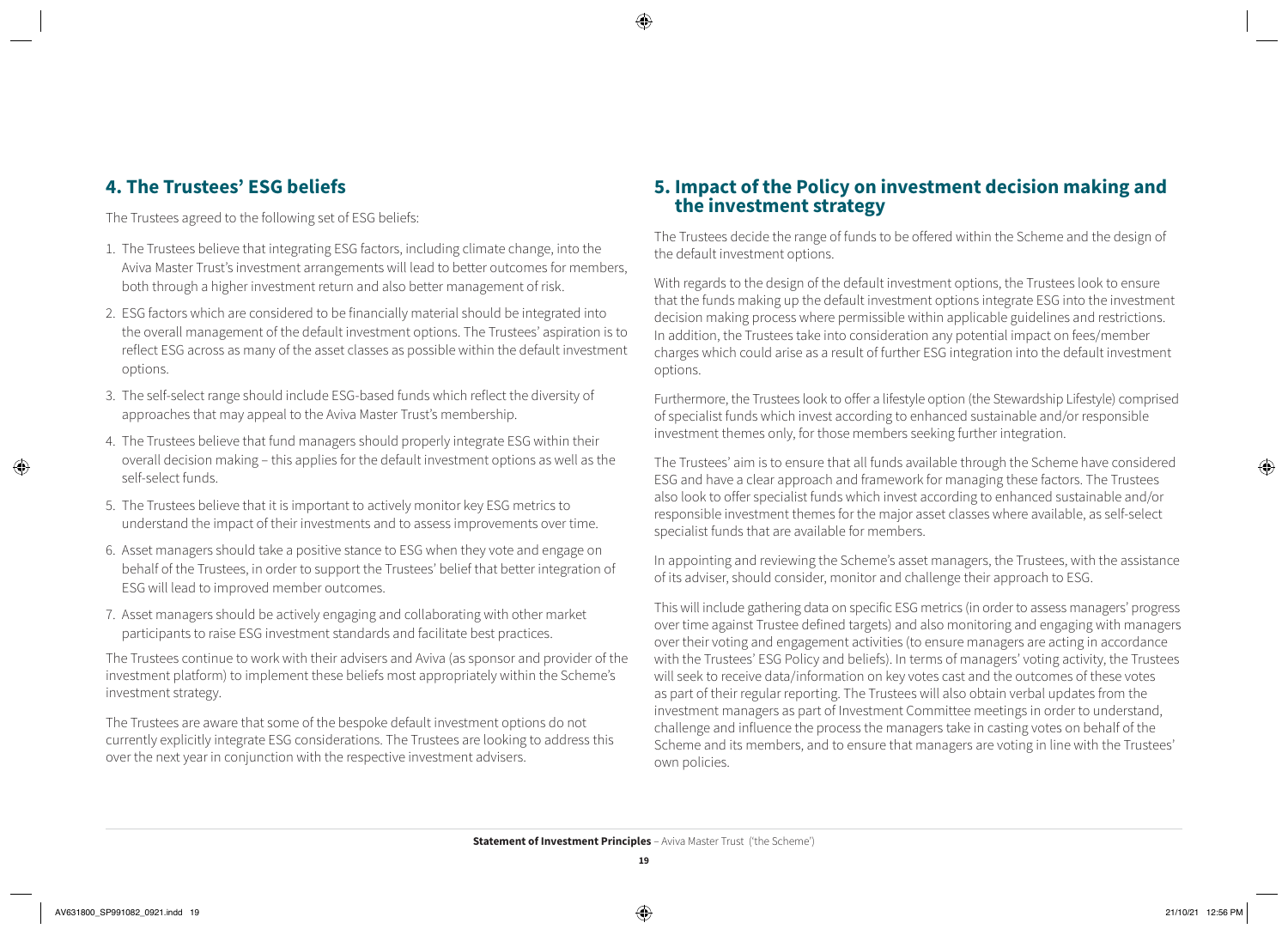## 4. The Trustees' ESG beliefs

The Trustees agreed to the following set of ESG beliefs:

1. The Trustees believe that integrating ESG factors, including climate change, into the Aviva Master Trust's investment arrangements will lead to better outcomes for members, both through a higher investment return and also better management of risk.
2. ESG factors which are considered to be financially material should be integrated into the overall management of the default investment options. The Trustees' aspiration is to reflect ESG across as many of the asset classes as possible within the default investment options.
3. The self-select range should include ESG-based funds which reflect the diversity of approaches that may appeal to the Aviva Master Trust's membership.
4. The Trustees believe that fund managers should properly integrate ESG within their overall decision making – this applies for the default investment options as well as the self-select funds.
5. The Trustees believe that it is important to actively monitor key ESG metrics to understand the impact of their investments and to assess improvements over time.
6. Asset managers should take a positive stance to ESG when they vote and engage on behalf of the Trustees, in order to support the Trustees' belief that better integration of ESG will lead to improved member outcomes.
7. Asset managers should be actively engaging and collaborating with other market participants to raise ESG investment standards and facilitate best practices.

The Trustees continue to work with their advisers and Aviva (as sponsor and provider of the investment platform) to implement these beliefs most appropriately within the Scheme's investment strategy.

The Trustees are aware that some of the bespoke default investment options do not currently explicitly integrate ESG considerations. The Trustees are looking to address this over the next year in conjunction with the respective investment advisers.

## 5. Impact of the Policy on investment decision making and the investment strategy

The Trustees decide the range of funds to be offered within the Scheme and the design of the default investment options.

With regards to the design of the default investment options, the Trustees look to ensure that the funds making up the default investment options integrate ESG into the investment decision making process where permissible within applicable guidelines and restrictions. In addition, the Trustees take into consideration any potential impact on fees/member charges which could arise as a result of further ESG integration into the default investment options.

Furthermore, the Trustees look to offer a lifestyle option (the Stewardship Lifestyle) comprised of specialist funds which invest according to enhanced sustainable and/or responsible investment themes only, for those members seeking further integration.

The Trustees' aim is to ensure that all funds available through the Scheme have considered ESG and have a clear approach and framework for managing these factors. The Trustees also look to offer specialist funds which invest according to enhanced sustainable and/or responsible investment themes for the major asset classes where available, as self-select specialist funds that are available for members.

In appointing and reviewing the Scheme's asset managers, the Trustees, with the assistance of its adviser, should consider, monitor and challenge their approach to ESG.

This will include gathering data on specific ESG metrics (in order to assess managers' progress over time against Trustee defined targets) and also monitoring and engaging with managers over their voting and engagement activities (to ensure managers are acting in accordance with the Trustees' ESG Policy and beliefs). In terms of managers' voting activity, the Trustees will seek to receive data/information on key votes cast and the outcomes of these votes as part of their regular reporting. The Trustees will also obtain verbal updates from the investment managers as part of Investment Committee meetings in order to understand, challenge and influence the process the managers take in casting votes on behalf of the Scheme and its members, and to ensure that managers are voting in line with the Trustees' own policies.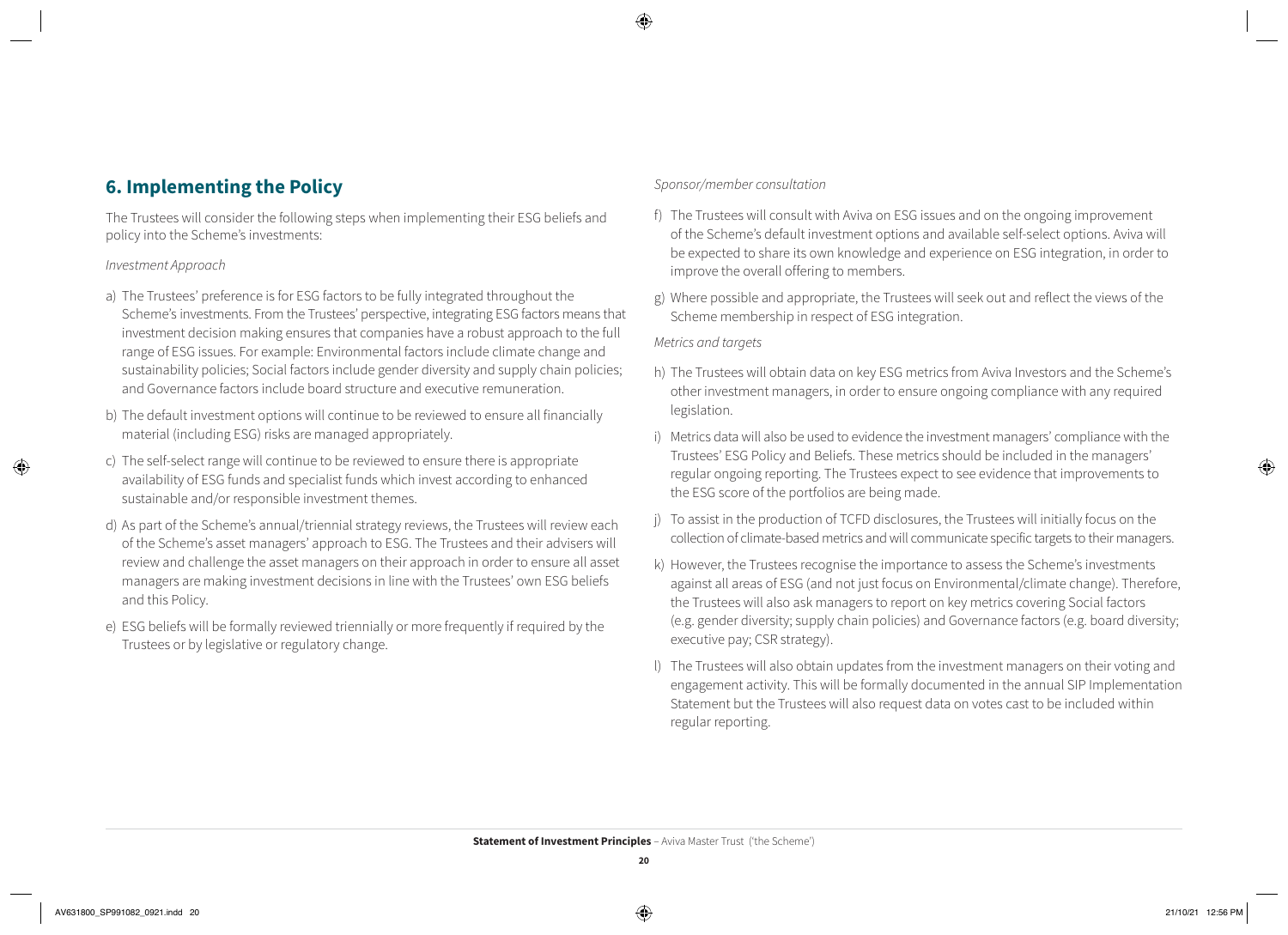## 6. Implementing the Policy

The Trustees will consider the following steps when implementing their ESG beliefs and policy into the Scheme's investments:

*Investment Approach*

a) The Trustees' preference is for ESG factors to be fully integrated throughout the Scheme's investments. From the Trustees' perspective, integrating ESG factors means that investment decision making ensures that companies have a robust approach to the full range of ESG issues. For example: Environmental factors include climate change and sustainability policies; Social factors include gender diversity and supply chain policies; and Governance factors include board structure and executive remuneration.

b) The default investment options will continue to be reviewed to ensure all financially material (including ESG) risks are managed appropriately.

c) The self-select range will continue to be reviewed to ensure there is appropriate availability of ESG funds and specialist funds which invest according to enhanced sustainable and/or responsible investment themes.

d) As part of the Scheme's annual/triennial strategy reviews, the Trustees will review each of the Scheme's asset managers' approach to ESG. The Trustees and their advisers will review and challenge the asset managers on their approach in order to ensure all asset managers are making investment decisions in line with the Trustees' own ESG beliefs and this Policy.

e) ESG beliefs will be formally reviewed triennially or more frequently if required by the Trustees or by legislative or regulatory change.

*Sponsor/member consultation*

f) The Trustees will consult with Aviva on ESG issues and on the ongoing improvement of the Scheme's default investment options and available self-select options. Aviva will be expected to share its own knowledge and experience on ESG integration, in order to improve the overall offering to members.

g) Where possible and appropriate, the Trustees will seek out and reflect the views of the Scheme membership in respect of ESG integration.

*Metrics and targets*

h) The Trustees will obtain data on key ESG metrics from Aviva Investors and the Scheme's other investment managers, in order to ensure ongoing compliance with any required legislation.

i) Metrics data will also be used to evidence the investment managers' compliance with the Trustees' ESG Policy and Beliefs. These metrics should be included in the managers' regular ongoing reporting. The Trustees expect to see evidence that improvements to the ESG score of the portfolios are being made.

j) To assist in the production of TCFD disclosures, the Trustees will initially focus on the collection of climate-based metrics and will communicate specific targets to their managers.

k) However, the Trustees recognise the importance to assess the Scheme's investments against all areas of ESG (and not just focus on Environmental/climate change). Therefore, the Trustees will also ask managers to report on key metrics covering Social factors (e.g. gender diversity; supply chain policies) and Governance factors (e.g. board diversity; executive pay; CSR strategy).

l) The Trustees will also obtain updates from the investment managers on their voting and engagement activity. This will be formally documented in the annual SIP Implementation Statement but the Trustees will also request data on votes cast to be included within regular reporting.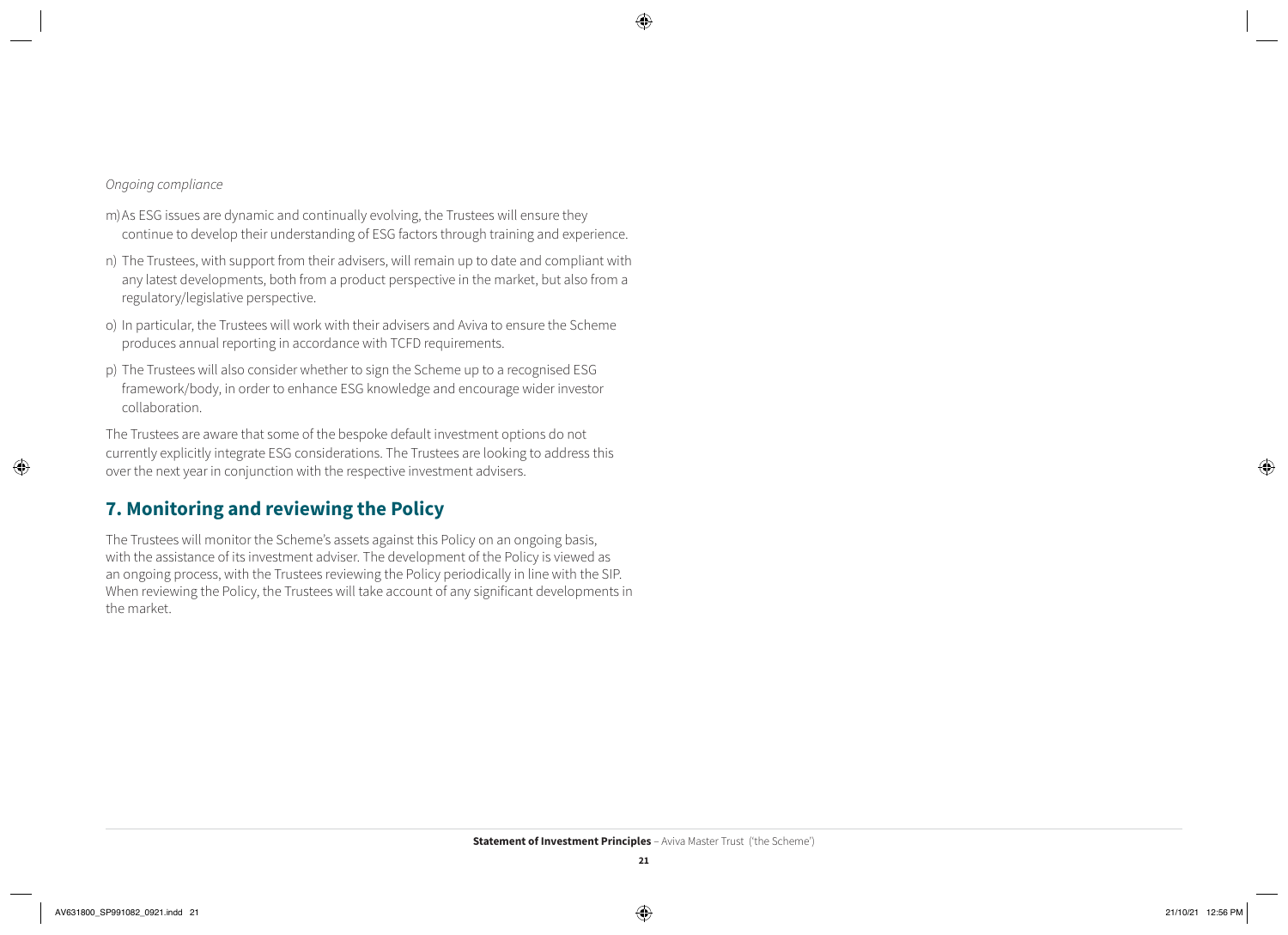*Ongoing compliance*

m) As ESG issues are dynamic and continually evolving, the Trustees will ensure they continue to develop their understanding of ESG factors through training and experience.

n) The Trustees, with support from their advisers, will remain up to date and compliant with any latest developments, both from a product perspective in the market, but also from a regulatory/legislative perspective.

o) In particular, the Trustees will work with their advisers and Aviva to ensure the Scheme produces annual reporting in accordance with TCFD requirements.

p) The Trustees will also consider whether to sign the Scheme up to a recognised ESG framework/body, in order to enhance ESG knowledge and encourage wider investor collaboration.

The Trustees are aware that some of the bespoke default investment options do not currently explicitly integrate ESG considerations. The Trustees are looking to address this over the next year in conjunction with the respective investment advisers.

## 7. Monitoring and reviewing the Policy

The Trustees will monitor the Scheme's assets against this Policy on an ongoing basis, with the assistance of its investment adviser. The development of the Policy is viewed as an ongoing process, with the Trustees reviewing the Policy periodically in line with the SIP. When reviewing the Policy, the Trustees will take account of any significant developments in the market.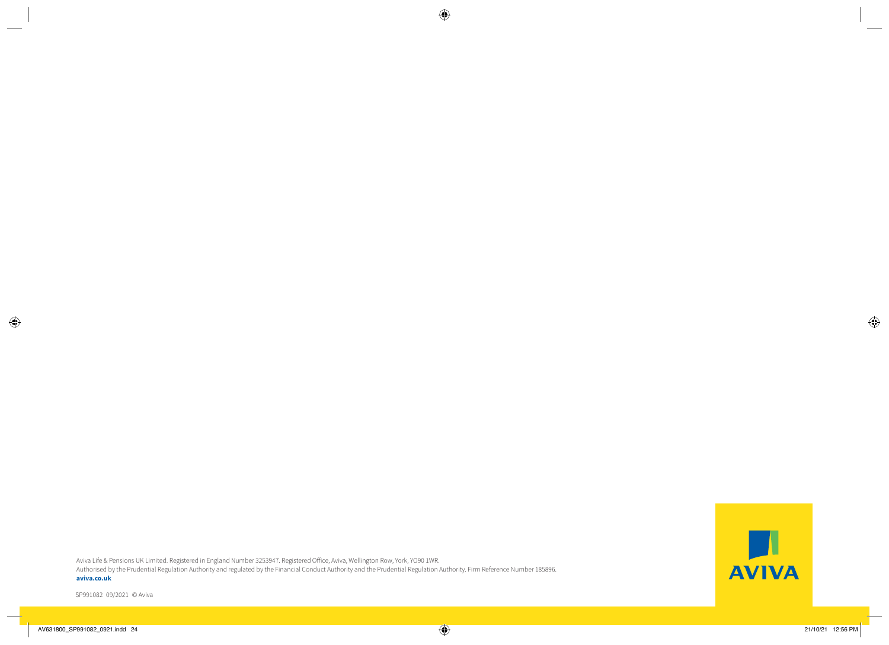Aviva Life & Pensions UK Limited. Registered in England Number 3253947. Registered Office, Aviva, Wellington Row, York, YO90 1WR.
Authorised by the Prudential Regulation Authority and regulated by the Financial Conduct Authority and the Prudential Regulation Authority. Firm Reference Number 185896.
**aviva.co.uk**

SP991082 09/2021 © Aviva

AVIVA